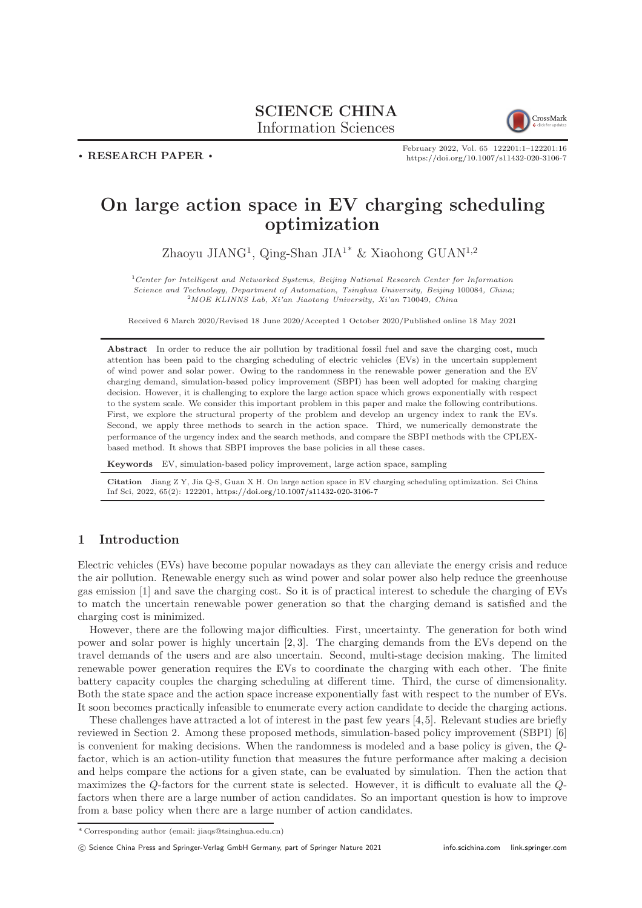**SCIENCE CHINA**
Information Sciences

• RESEARCH PAPER •

February 2022, Vol. 65 122201:1–122201:16
https://doi.org/10.1007/s11432-020-3106-7

# On large action space in EV charging scheduling optimization

Zhaoyu JIANG[1], Qing-Shan JIA[1*] & Xiaohong GUAN[1,2]

[1] *Center for Intelligent and Networked Systems, Beijing National Research Center for Information Science and Technology, Department of Automation, Tsinghua University, Beijing* 100084*, China;*
[2] *MOE KLINNS Lab, Xi'an Jiaotong University, Xi'an* 710049*, China*

Received 6 March 2020/Revised 18 June 2020/Accepted 1 October 2020/Published online 18 May 2021

**Abstract** In order to reduce the air pollution by traditional fossil fuel and save the charging cost, much attention has been paid to the charging scheduling of electric vehicles (EVs) in the uncertain supplement of wind power and solar power. Owing to the randomness in the renewable power generation and the EV charging demand, simulation-based policy improvement (SBPI) has been well adopted for making charging decision. However, it is challenging to explore the large action space which grows exponentially with respect to the system scale. We consider this important problem in this paper and make the following contributions. First, we explore the structural property of the problem and develop an urgency index to rank the EVs. Second, we apply three methods to search in the action space. Third, we numerically demonstrate the performance of the urgency index and the search methods, and compare the SBPI methods with the CPLEX-based method. It shows that SBPI improves the base policies in all these cases.

**Keywords** EV, simulation-based policy improvement, large action space, sampling

**Citation** Jiang Z Y, Jia Q-S, Guan X H. On large action space in EV charging scheduling optimization. Sci China Inf Sci, 2022, 65(2): 122201, https://doi.org/10.1007/s11432-020-3106-7

## 1 Introduction

Electric vehicles (EVs) have become popular nowadays as they can alleviate the energy crisis and reduce the air pollution. Renewable energy such as wind power and solar power also help reduce the greenhouse gas emission [1] and save the charging cost. So it is of practical interest to schedule the charging of EVs to match the uncertain renewable power generation so that the charging demand is satisfied and the charging cost is minimized.

However, there are the following major difficulties. First, uncertainty. The generation for both wind power and solar power is highly uncertain [2, 3]. The charging demands from the EVs depend on the travel demands of the users and are also uncertain. Second, multi-stage decision making. The limited renewable power generation requires the EVs to coordinate the charging with each other. The finite battery capacity couples the charging scheduling at different time. Third, the curse of dimensionality. Both the state space and the action space increase exponentially fast with respect to the number of EVs. It soon becomes practically infeasible to enumerate every action candidate to decide the charging actions.

These challenges have attracted a lot of interest in the past few years [4, 5]. Relevant studies are briefly reviewed in Section 2. Among these proposed methods, simulation-based policy improvement (SBPI) [6] is convenient for making decisions. When the randomness is modeled and a base policy is given, the $Q$-factor, which is an action-utility function that measures the future performance after making a decision and helps compare the actions for a given state, can be evaluated by simulation. Then the action that maximizes the $Q$-factors for the current state is selected. However, it is difficult to evaluate all the $Q$-factors when there are a large number of action candidates. So an important question is how to improve from a base policy when there are a large number of action candidates.

* Corresponding author (email: jiaqs@tsinghua.edu.cn)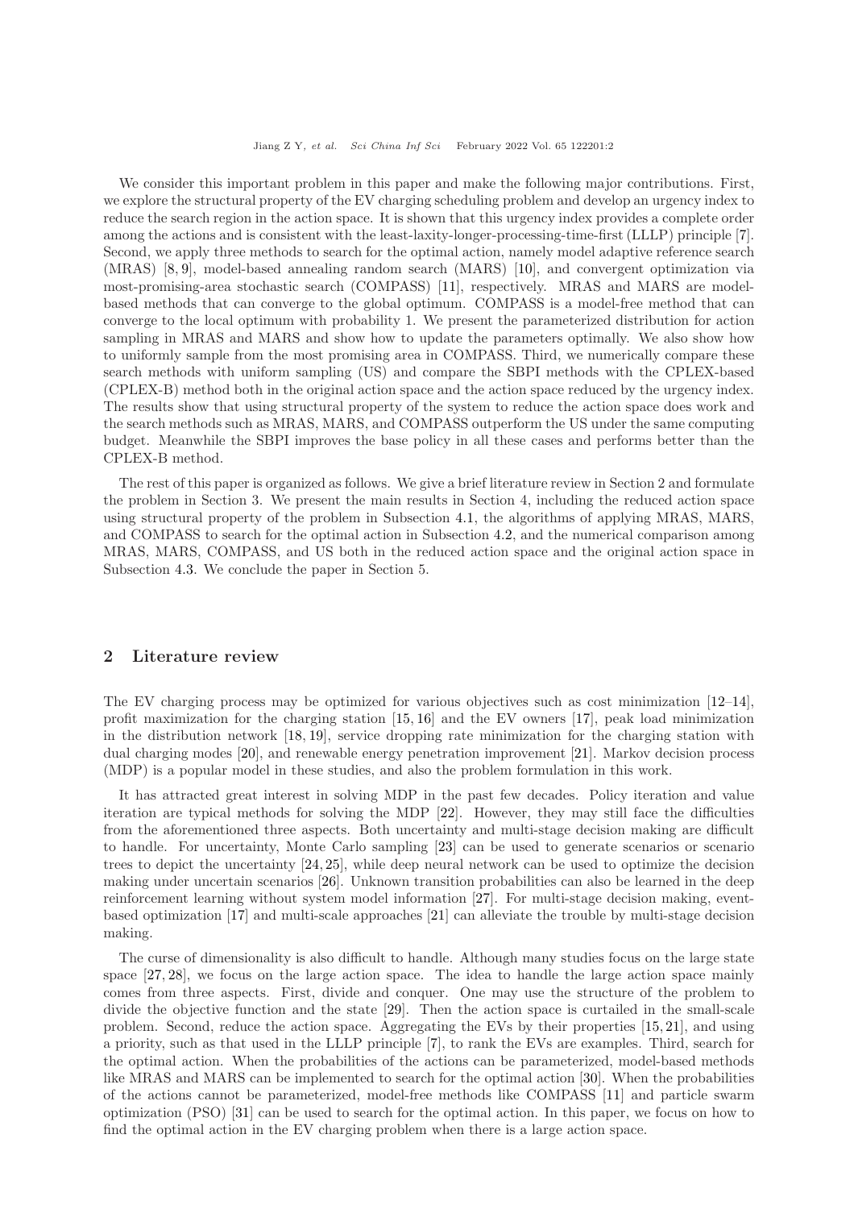We consider this important problem in this paper and make the following major contributions. First, we explore the structural property of the EV charging scheduling problem and develop an urgency index to reduce the search region in the action space. It is shown that this urgency index provides a complete order among the actions and is consistent with the least-laxity-longer-processing-time-first (LLLP) principle [7]. Second, we apply three methods to search for the optimal action, namely model adaptive reference search (MRAS) [8, 9], model-based annealing random search (MARS) [10], and convergent optimization via most-promising-area stochastic search (COMPASS) [11], respectively. MRAS and MARS are model-based methods that can converge to the global optimum. COMPASS is a model-free method that can converge to the local optimum with probability 1. We present the parameterized distribution for action sampling in MRAS and MARS and show how to update the parameters optimally. We also show how to uniformly sample from the most promising area in COMPASS. Third, we numerically compare these search methods with uniform sampling (US) and compare the SBPI methods with the CPLEX-based (CPLEX-B) method both in the original action space and the action space reduced by the urgency index. The results show that using structural property of the system to reduce the action space does work and the search methods such as MRAS, MARS, and COMPASS outperform the US under the same computing budget. Meanwhile the SBPI improves the base policy in all these cases and performs better than the CPLEX-B method.

The rest of this paper is organized as follows. We give a brief literature review in Section 2 and formulate the problem in Section 3. We present the main results in Section 4, including the reduced action space using structural property of the problem in Subsection 4.1, the algorithms of applying MRAS, MARS, and COMPASS to search for the optimal action in Subsection 4.2, and the numerical comparison among MRAS, MARS, COMPASS, and US both in the reduced action space and the original action space in Subsection 4.3. We conclude the paper in Section 5.

## 2 Literature review

The EV charging process may be optimized for various objectives such as cost minimization [12–14], profit maximization for the charging station [15, 16] and the EV owners [17], peak load minimization in the distribution network [18, 19], service dropping rate minimization for the charging station with dual charging modes [20], and renewable energy penetration improvement [21]. Markov decision process (MDP) is a popular model in these studies, and also the problem formulation in this work.

It has attracted great interest in solving MDP in the past few decades. Policy iteration and value iteration are typical methods for solving the MDP [22]. However, they may still face the difficulties from the aforementioned three aspects. Both uncertainty and multi-stage decision making are difficult to handle. For uncertainty, Monte Carlo sampling [23] can be used to generate scenarios or scenario trees to depict the uncertainty [24, 25], while deep neural network can be used to optimize the decision making under uncertain scenarios [26]. Unknown transition probabilities can also be learned in the deep reinforcement learning without system model information [27]. For multi-stage decision making, event-based optimization [17] and multi-scale approaches [21] can alleviate the trouble by multi-stage decision making.

The curse of dimensionality is also difficult to handle. Although many studies focus on the large state space [27, 28], we focus on the large action space. The idea to handle the large action space mainly comes from three aspects. First, divide and conquer. One may use the structure of the problem to divide the objective function and the state [29]. Then the action space is curtailed in the small-scale problem. Second, reduce the action space. Aggregating the EVs by their properties [15, 21], and using a priority, such as that used in the LLLP principle [7], to rank the EVs are examples. Third, search for the optimal action. When the probabilities of the actions can be parameterized, model-based methods like MRAS and MARS can be implemented to search for the optimal action [30]. When the probabilities of the actions cannot be parameterized, model-free methods like COMPASS [11] and particle swarm optimization (PSO) [31] can be used to search for the optimal action. In this paper, we focus on how to find the optimal action in the EV charging problem when there is a large action space.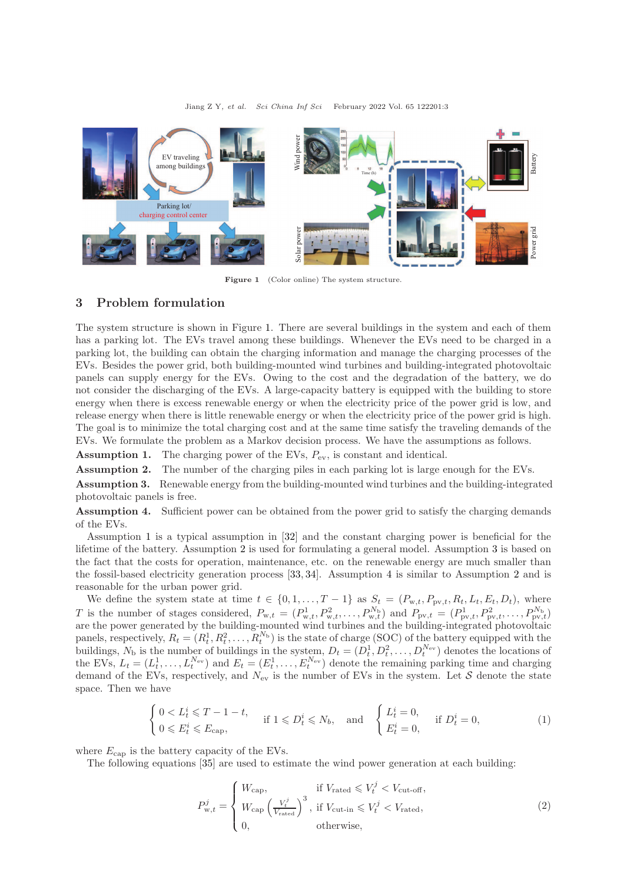**Figure 1** (Color online) The system structure.

## 3 Problem formulation

The system structure is shown in Figure 1. There are several buildings in the system and each of them has a parking lot. The EVs travel among these buildings. Whenever the EVs need to be charged in a parking lot, the building can obtain the charging information and manage the charging processes of the EVs. Besides the power grid, both building-mounted wind turbines and building-integrated photovoltaic panels can supply energy for the EVs. Owing to the cost and the degradation of the battery, we do not consider the discharging of the EVs. A large-capacity battery is equipped with the building to store energy when there is excess renewable energy or when the electricity price of the power grid is low, and release energy when there is little renewable energy or when the electricity price of the power grid is high. The goal is to minimize the total charging cost and at the same time satisfy the traveling demands of the EVs. We formulate the problem as a Markov decision process. We have the assumptions as follows.

**Assumption 1.** The charging power of the EVs, $P_{\rm ev}$, is constant and identical.

**Assumption 2.** The number of the charging piles in each parking lot is large enough for the EVs.

**Assumption 3.** Renewable energy from the building-mounted wind turbines and the building-integrated photovoltaic panels is free.

**Assumption 4.** Sufficient power can be obtained from the power grid to satisfy the charging demands of the EVs.

Assumption 1 is a typical assumption in [32] and the constant charging power is beneficial for the lifetime of the battery. Assumption 2 is used for formulating a general model. Assumption 3 is based on the fact that the costs for operation, maintenance, etc. on the renewable energy are much smaller than the fossil-based electricity generation process [33, 34]. Assumption 4 is similar to Assumption 2 and is reasonable for the urban power grid.

We define the system state at time $t \in \{0, 1, \ldots, T-1\}$ as $S_t = (P_{{\rm w},t}, P_{{\rm pv},t}, R_t, L_t, E_t, D_t)$, where $T$ is the number of stages considered, $P_{{\rm w},t} = (P^1_{{\rm w},t}, P^2_{{\rm w},t}, \ldots, P^{N_{\rm b}}_{{\rm w},t})$ and $P_{{\rm pv},t} = (P^1_{{\rm pv},t}, P^2_{{\rm pv},t}, \ldots, P^{N_{\rm b}}_{{\rm pv},t})$ are the power generated by the building-mounted wind turbines and the building-integrated photovoltaic panels, respectively, $R_t = (R^1_t, R^2_t, \ldots, R^{N_{\rm b}}_t)$ is the state of charge (SOC) of the battery equipped with the buildings, $N_{\rm b}$ is the number of buildings in the system, $D_t = (D^1_t, D^2_t, \ldots, D^{N_{\rm ev}}_t)$ denotes the locations of the EVs, $L_t = (L^1_t, \ldots, L^{N_{\rm ev}}_t)$ and $E_t = (E^1_t, \ldots, E^{N_{\rm ev}}_t)$ denote the remaining parking time and charging demand of the EVs, respectively, and $N_{\rm ev}$ is the number of EVs in the system. Let $\mathcal{S}$ denote the state space. Then we have

$$
\begin{cases} 0 < L^i_t \leqslant T-1-t, \\ 0 \leqslant E^i_t \leqslant E_{\rm cap}, \end{cases} \text{if } 1 \leqslant D^i_t \leqslant N_{\rm b}, \quad \text{and} \quad \begin{cases} L^i_t = 0, \\ E^i_t = 0, \end{cases} \text{if } D^i_t = 0, \tag{1}
$$

where $E_{\rm cap}$ is the battery capacity of the EVs.

The following equations [35] are used to estimate the wind power generation at each building:

$$
P^j_{{\rm w},t} = \begin{cases} W_{\rm cap}, & \text{if } V_{\rm rated} \leqslant V^j_t < V_{\text{cut-off}}, \\ W_{\rm cap}\left(\dfrac{V^j_t}{V_{\rm rated}}\right)^3, & \text{if } V_{\text{cut-in}} \leqslant V^j_t < V_{\rm rated}, \\ 0, & \text{otherwise}, \end{cases} \tag{2}
$$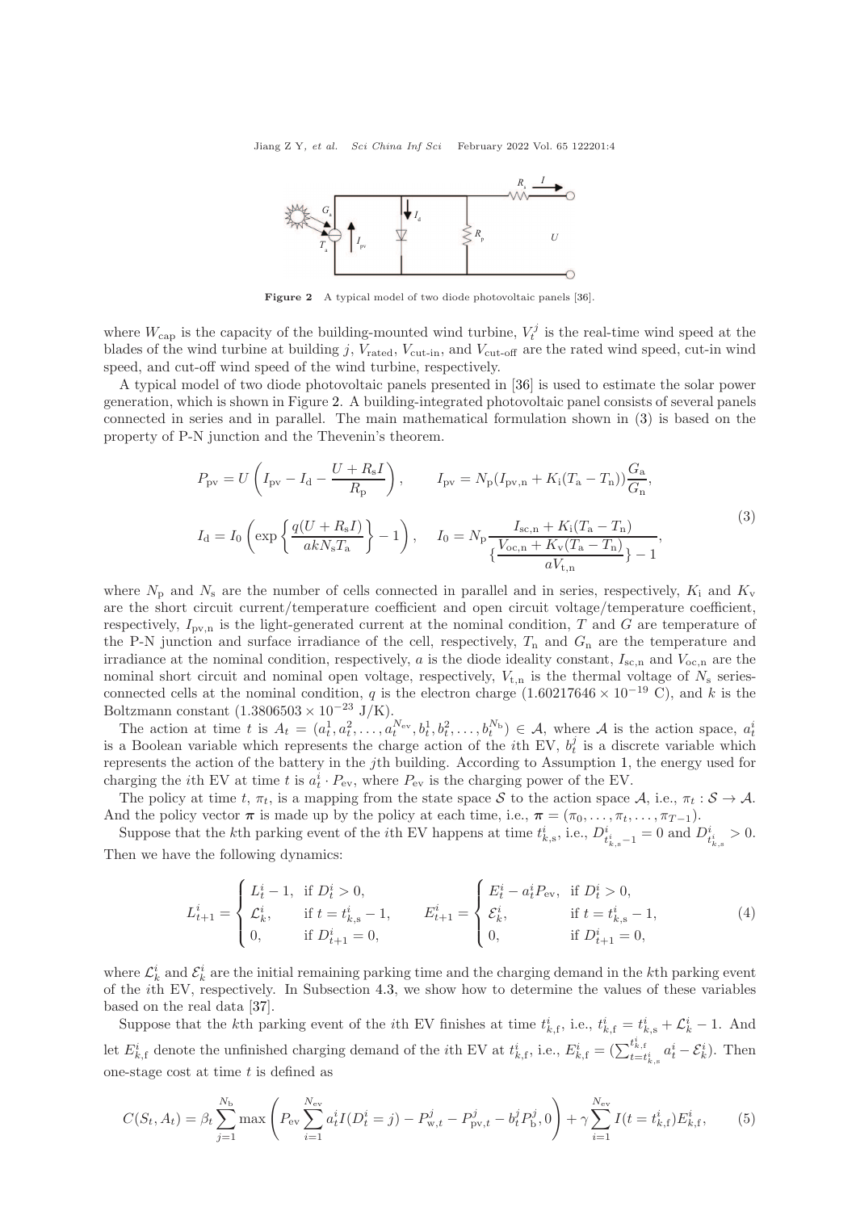Figure 2 A typical model of two diode photovoltaic panels [36].

where $W_{\rm cap}$ is the capacity of the building-mounted wind turbine, $V_t^j$ is the real-time wind speed at the blades of the wind turbine at building $j$, $V_{\rm rated}$, $V_{\rm cut\text{-}in}$, and $V_{\rm cut\text{-}off}$ are the rated wind speed, cut-in wind speed, and cut-off wind speed of the wind turbine, respectively.

A typical model of two diode photovoltaic panels presented in [36] is used to estimate the solar power generation, which is shown in Figure 2. A building-integrated photovoltaic panel consists of several panels connected in series and in parallel. The main mathematical formulation shown in (3) is based on the property of P-N junction and the Thevenin's theorem.

$$
\begin{aligned}
&P_{\rm pv} = U\left(I_{\rm pv} - I_{\rm d} - \frac{U + R_{\rm s}I}{R_{\rm p}}\right), \qquad I_{\rm pv} = N_{\rm p}(I_{\rm pv,n} + K_{\rm i}(T_{\rm a} - T_{\rm n}))\frac{G_{\rm a}}{G_{\rm n}},\\
&I_{\rm d} = I_0\left(\exp\left\{\frac{q(U + R_{\rm s}I)}{akN_{\rm s}T_{\rm a}}\right\} - 1\right), \qquad I_0 = N_{\rm p}\frac{I_{\rm sc,n} + K_{\rm i}(T_{\rm a} - T_{\rm n})}{\{\dfrac{V_{\rm oc,n} + K_{\rm v}(T_{\rm a} - T_{\rm n})}{aV_{\rm t,n}}\} - 1},
\end{aligned}
\tag{3}
$$

where $N_{\rm p}$ and $N_{\rm s}$ are the number of cells connected in parallel and in series, respectively, $K_{\rm i}$ and $K_{\rm v}$ are the short circuit current/temperature coefficient and open circuit voltage/temperature coefficient, respectively, $I_{\rm pv,n}$ is the light-generated current at the nominal condition, $T$ and $G$ are temperature of the P-N junction and surface irradiance of the cell, respectively, $T_{\rm n}$ and $G_{\rm n}$ are the temperature and irradiance at the nominal condition, respectively, $a$ is the diode ideality constant, $I_{\rm sc,n}$ and $V_{\rm oc,n}$ are the nominal short circuit and nominal open voltage, respectively, $V_{\rm t,n}$ is the thermal voltage of $N_{\rm s}$ series-connected cells at the nominal condition, $q$ is the electron charge ($1.60217646 \times 10^{-19}$ C), and $k$ is the Boltzmann constant ($1.3806503 \times 10^{-23}$ J/K).

The action at time $t$ is $A_t = (a_t^1, a_t^2, \ldots, a_t^{N_{\rm ev}}, b_t^1, b_t^2, \ldots, b_t^{N_{\rm b}}) \in \mathcal{A}$, where $\mathcal{A}$ is the action space, $a_t^i$ is a Boolean variable which represents the charge action of the $i$th EV, $b_t^j$ is a discrete variable which represents the action of the battery in the $j$th building. According to Assumption 1, the energy used for charging the $i$th EV at time $t$ is $a_t^i \cdot P_{\rm ev}$, where $P_{\rm ev}$ is the charging power of the EV.

The policy at time $t$, $\pi_t$, is a mapping from the state space $\mathcal{S}$ to the action space $\mathcal{A}$, i.e., $\pi_t : \mathcal{S} \to \mathcal{A}$. And the policy vector $\boldsymbol{\pi}$ is made up by the policy at each time, i.e., $\boldsymbol{\pi} = (\pi_0, \ldots, \pi_t, \ldots, \pi_{T-1})$.

Suppose that the $k$th parking event of the $i$th EV happens at time $t_{k,\rm s}^i$, i.e., $D_{t_{k,\rm s}^i - 1}^i = 0$ and $D_{t_{k,\rm s}^i}^i > 0$. Then we have the following dynamics:

$$
L_{t+1}^i = \begin{cases} L_t^i - 1, & \text{if } D_t^i > 0,\\ \mathcal{L}_k^i, & \text{if } t = t_{k,\rm s}^i - 1,\\ 0, & \text{if } D_{t+1}^i = 0, \end{cases} \qquad E_{t+1}^i = \begin{cases} E_t^i - a_t^i P_{\rm ev}, & \text{if } D_t^i > 0,\\ \mathcal{E}_k^i, & \text{if } t = t_{k,\rm s}^i - 1,\\ 0, & \text{if } D_{t+1}^i = 0, \end{cases}
\tag{4}
$$

where $\mathcal{L}_k^i$ and $\mathcal{E}_k^i$ are the initial remaining parking time and the charging demand in the $k$th parking event of the $i$th EV, respectively. In Subsection 4.3, we show how to determine the values of these variables based on the real data [37].

Suppose that the $k$th parking event of the $i$th EV finishes at time $t_{k,\rm f}^i$, i.e., $t_{k,\rm f}^i = t_{k,\rm s}^i + \mathcal{L}_k^i - 1$. And let $E_{k,\rm f}^i$ denote the unfinished charging demand of the $i$th EV at $t_{k,\rm f}^i$, i.e., $E_{k,\rm f}^i = (\sum_{t=t_{k,\rm s}^i}^{t_{k,\rm f}^i} a_t^i - \mathcal{E}_k^i)$. Then one-stage cost at time $t$ is defined as

$$
C(S_t, A_t) = \beta_t \sum_{j=1}^{N_{\rm b}} \max\left(P_{\rm ev}\sum_{i=1}^{N_{\rm ev}} a_t^i I(D_t^i = j) - P_{{\rm w},t}^j - P_{{\rm pv},t}^j - b_t^j P_{\rm b}^j, 0\right) + \gamma \sum_{i=1}^{N_{\rm ev}} I(t = t_{k,\rm f}^i) E_{k,\rm f}^i,
\tag{5}
$$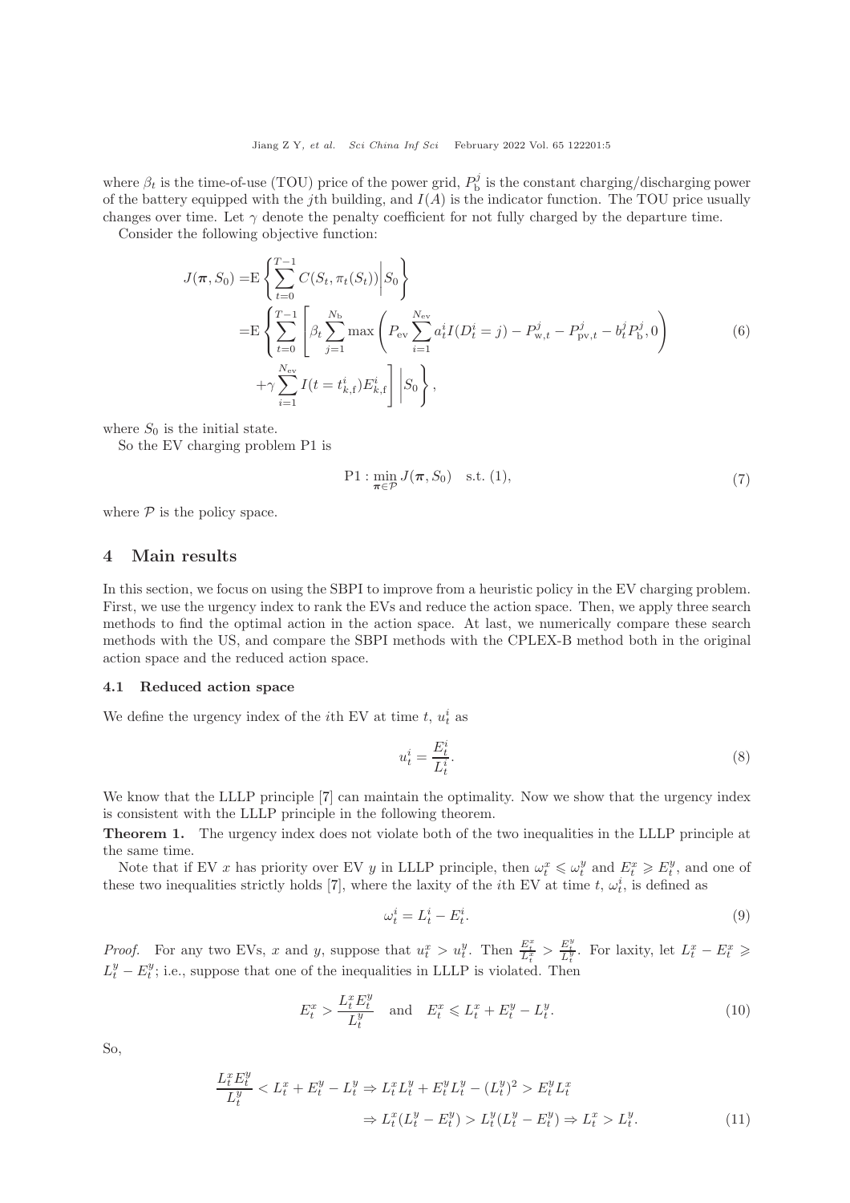where $\beta_t$ is the time-of-use (TOU) price of the power grid, $P_{\rm b}^j$ is the constant charging/discharging power of the battery equipped with the $j$th building, and $I(A)$ is the indicator function. The TOU price usually changes over time. Let $\gamma$ denote the penalty coefficient for not fully charged by the departure time.

Consider the following objective function:

$$
\begin{aligned}
J(\boldsymbol{\pi}, S_0) =& \mathrm{E}\left\{\sum_{t=0}^{T-1} C(S_t, \pi_t(S_t)) \middle| S_0\right\} \\
=& \mathrm{E}\left\{\sum_{t=0}^{T-1}\left[\beta_t \sum_{j=1}^{N_{\rm b}} \max\left(P_{\rm ev}\sum_{i=1}^{N_{\rm ev}} a_t^i I(D_t^i = j) - P_{{\rm w},t}^j - P_{{\rm pv},t}^j - b_t^j P_{\rm b}^j, 0\right)\right.\right. \\
&\left.\left. + \gamma \sum_{i=1}^{N_{\rm ev}} I(t = t_{k,{\rm f}}^i) E_{k,{\rm f}}^i\right] \middle| S_0\right\},
\end{aligned}
\tag{6}
$$

where $S_0$ is the initial state.

So the EV charging problem P1 is

$$
\mathrm{P1}: \min_{\boldsymbol{\pi} \in \mathcal{P}} J(\boldsymbol{\pi}, S_0) \quad \text{s.t. (1)}, \tag{7}
$$

where $\mathcal{P}$ is the policy space.

## 4 Main results

In this section, we focus on using the SBPI to improve from a heuristic policy in the EV charging problem. First, we use the urgency index to rank the EVs and reduce the action space. Then, we apply three search methods to find the optimal action in the action space. At last, we numerically compare these search methods with the US, and compare the SBPI methods with the CPLEX-B method both in the original action space and the reduced action space.

### 4.1 Reduced action space

We define the urgency index of the $i$th EV at time $t$, $u_t^i$ as

$$
u_t^i = \frac{E_t^i}{L_t^i}. \tag{8}
$$

We know that the LLLP principle [7] can maintain the optimality. Now we show that the urgency index is consistent with the LLLP principle in the following theorem.

**Theorem 1.** The urgency index does not violate both of the two inequalities in the LLLP principle at the same time.

Note that if EV $x$ has priority over EV $y$ in LLLP principle, then $\omega_t^x \leqslant \omega_t^y$ and $E_t^x \geqslant E_t^y$, and one of these two inequalities strictly holds [7], where the laxity of the $i$th EV at time $t$, $\omega_t^i$, is defined as

$$
\omega_t^i = L_t^i - E_t^i. \tag{9}
$$

*Proof.* For any two EVs, $x$ and $y$, suppose that $u_t^x > u_t^y$. Then $\frac{E_t^x}{L_t^x} > \frac{E_t^y}{L_t^y}$. For laxity, let $L_t^x - E_t^x \geqslant L_t^y - E_t^y$; i.e., suppose that one of the inequalities in LLLP is violated. Then

$$
E_t^x > \frac{L_t^x E_t^y}{L_t^y} \quad \text{and} \quad E_t^x \leqslant L_t^x + E_t^y - L_t^y. \tag{10}
$$

So,

$$
\begin{aligned}
\frac{L_t^x E_t^y}{L_t^y} < L_t^x + E_t^y - L_t^y &\Rightarrow L_t^x L_t^y + E_t^y L_t^y - (L_t^y)^2 > E_t^y L_t^x \\
&\Rightarrow L_t^x(L_t^y - E_t^y) > L_t^y(L_t^y - E_t^y) \Rightarrow L_t^x > L_t^y.
\end{aligned}
\tag{11}
$$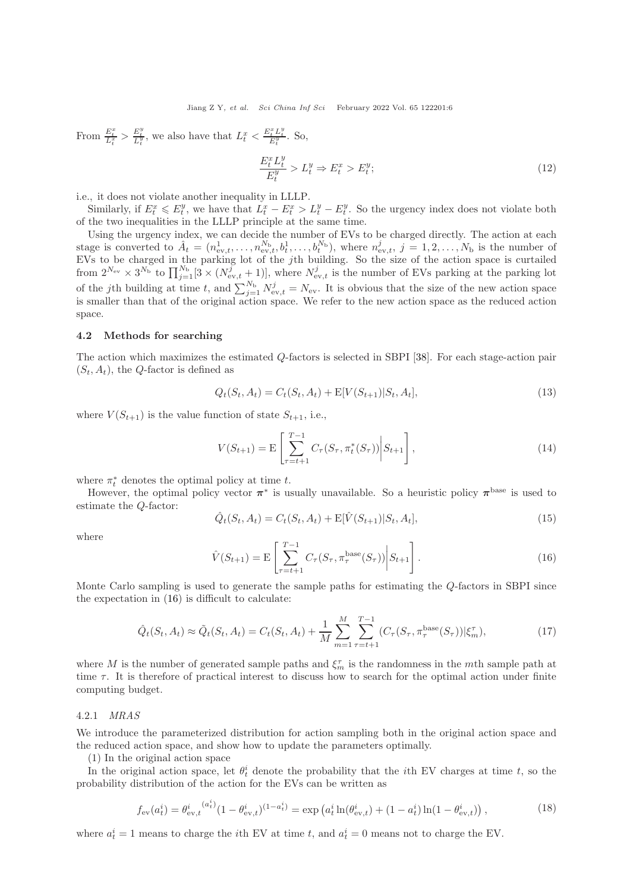From $\frac{E_t^x}{L_t^x} > \frac{E_t^y}{L_t^y}$, we also have that $L_t^x < \frac{E_t^x L_t^y}{E_t^y}$. So,

$$\frac{E_t^x L_t^y}{E_t^y} > L_t^y \Rightarrow E_t^x > E_t^y; \tag{12}$$

i.e., it does not violate another inequality in LLLP.

Similarly, if $E_t^x \leqslant E_t^y$, we have that $L_t^x - E_t^x > L_t^y - E_t^y$. So the urgency index does not violate both of the two inequalities in the LLLP principle at the same time.

Using the urgency index, we can decide the number of EVs to be charged directly. The action at each stage is converted to $\hat{A}_t = (n_{\mathrm{ev},t}^1, \ldots, n_{\mathrm{ev},t}^{N_\mathrm{b}}, b_t^1, \ldots, b_t^{N_\mathrm{b}})$, where $n_{\mathrm{ev},t}^j$, $j = 1, 2, \ldots, N_\mathrm{b}$ is the number of EVs to be charged in the parking lot of the $j$th building. So the size of the action space is curtailed from $2^{N_\mathrm{ev}} \times 3^{N_\mathrm{b}}$ to $\prod_{j=1}^{N_\mathrm{b}} [3 \times (N_{\mathrm{ev},t}^j + 1)]$, where $N_{\mathrm{ev},t}^j$ is the number of EVs parking at the parking lot of the $j$th building at time $t$, and $\sum_{j=1}^{N_\mathrm{b}} N_{\mathrm{ev},t}^j = N_\mathrm{ev}$. It is obvious that the size of the new action space is smaller than that of the original action space. We refer to the new action space as the reduced action space.

### 4.2 Methods for searching

The action which maximizes the estimated $Q$-factors is selected in SBPI [38]. For each stage-action pair $(S_t, A_t)$, the $Q$-factor is defined as

$$Q_t(S_t, A_t) = C_t(S_t, A_t) + \mathrm{E}[V(S_{t+1}) | S_t, A_t], \tag{13}$$

where $V(S_{t+1})$ is the value function of state $S_{t+1}$, i.e.,

$$V(S_{t+1}) = \mathrm{E}\left[ \sum_{\tau=t+1}^{T-1} C_\tau(S_\tau, \pi_t^*(S_\tau)) \middle| S_{t+1} \right], \tag{14}$$

where $\pi_t^*$ denotes the optimal policy at time $t$.

However, the optimal policy vector $\boldsymbol{\pi}^*$ is usually unavailable. So a heuristic policy $\boldsymbol{\pi}^{\mathrm{base}}$ is used to estimate the $Q$-factor:

$$\hat{Q}_t(S_t, A_t) = C_t(S_t, A_t) + \mathrm{E}[\hat{V}(S_{t+1}) | S_t, A_t], \tag{15}$$

where

$$\hat{V}(S_{t+1}) = \mathrm{E}\left[ \sum_{\tau=t+1}^{T-1} C_\tau(S_\tau, \pi_\tau^{\mathrm{base}}(S_\tau)) \middle| S_{t+1} \right]. \tag{16}$$

Monte Carlo sampling is used to generate the sample paths for estimating the $Q$-factors in SBPI since the expectation in (16) is difficult to calculate:

$$\hat{Q}_t(S_t, A_t) \approx \tilde{Q}_t(S_t, A_t) = C_t(S_t, A_t) + \frac{1}{M} \sum_{m=1}^{M} \sum_{\tau=t+1}^{T-1} (C_\tau(S_\tau, \pi_\tau^{\mathrm{base}}(S_\tau)) | \xi_m^\tau), \tag{17}$$

where $M$ is the number of generated sample paths and $\xi_m^\tau$ is the randomness in the $m$th sample path at time $\tau$. It is therefore of practical interest to discuss how to search for the optimal action under finite computing budget.

#### 4.2.1 *MRAS*

We introduce the parameterized distribution for action sampling both in the original action space and the reduced action space, and show how to update the parameters optimally.

(1) In the original action space

In the original action space, let $\theta_t^i$ denote the probability that the $i$th EV charges at time $t$, so the probability distribution of the action for the EVs can be written as

$$f_{\mathrm{ev}}(a_t^i) = {\theta_{\mathrm{ev},t}^i}^{(a_t^i)} (1 - \theta_{\mathrm{ev},t}^i)^{(1 - a_t^i)} = \exp\left( a_t^i \ln(\theta_{\mathrm{ev},t}^i) + (1 - a_t^i) \ln(1 - \theta_{\mathrm{ev},t}^i) \right), \tag{18}$$

where $a_t^i = 1$ means to charge the $i$th EV at time $t$, and $a_t^i = 0$ means not to charge the EV.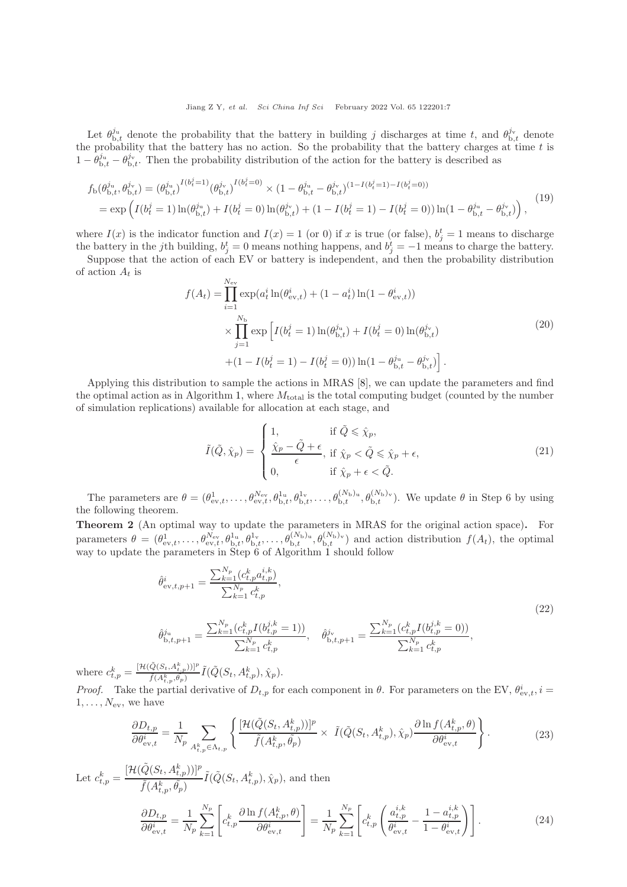Let $\theta_{\mathrm{b},t}^{j_\mathrm{u}}$ denote the probability that the battery in building $j$ discharges at time $t$, and $\theta_{\mathrm{b},t}^{j_\mathrm{v}}$ denote the probability that the battery has no action. So the probability that the battery charges at time $t$ is $1-\theta_{\mathrm{b},t}^{j_\mathrm{u}}-\theta_{\mathrm{b},t}^{j_\mathrm{v}}$. Then the probability distribution of the action for the battery is described as

$$
\begin{aligned}
f_\mathrm{b}(\theta_{\mathrm{b},t}^{j_\mathrm{u}},\theta_{\mathrm{b},t}^{j_\mathrm{v}}) &= (\theta_{\mathrm{b},t}^{j_\mathrm{u}})^{I(b_t^j=1)}(\theta_{\mathrm{b},t}^{j_\mathrm{v}})^{I(b_t^j=0)} \times (1-\theta_{\mathrm{b},t}^{j_\mathrm{u}}-\theta_{\mathrm{b},t}^{j_\mathrm{v}})^{(1-I(b_t^j=1)-I(b_t^j=0))} \\
&= \exp\Big(I(b_t^j=1)\ln(\theta_{\mathrm{b},t}^{j_\mathrm{u}})+I(b_t^j=0)\ln(\theta_{\mathrm{b},t}^{j_\mathrm{v}})+(1-I(b_t^j=1)-I(b_t^j=0))\ln(1-\theta_{\mathrm{b},t}^{j_\mathrm{u}}-\theta_{\mathrm{b},t}^{j_\mathrm{v}})\Big),
\end{aligned} \tag{19}
$$

where $I(x)$ is the indicator function and $I(x)=1$ (or 0) if $x$ is true (or false), $b_j^t=1$ means to discharge the battery in the $j$th building, $b_j^t=0$ means nothing happens, and $b_j^t=-1$ means to charge the battery.

Suppose that the action of each EV or battery is independent, and then the probability distribution of action $A_t$ is

$$
\begin{aligned}
f(A_t) = &\prod_{i=1}^{N_\mathrm{ev}} \exp(a_t^i \ln(\theta_{\mathrm{ev},t}^i)+(1-a_t^i)\ln(1-\theta_{\mathrm{ev},t}^i)) \\
&\times \prod_{j=1}^{N_\mathrm{b}} \exp\Big[I(b_t^j=1)\ln(\theta_{\mathrm{b},t}^{j_\mathrm{u}})+I(b_t^j=0)\ln(\theta_{\mathrm{b},t}^{j_\mathrm{v}}) \\
&+(1-I(b_t^j=1)-I(b_t^j=0))\ln(1-\theta_{\mathrm{b},t}^{j_\mathrm{u}}-\theta_{\mathrm{b},t}^{j_\mathrm{v}})\Big].
\end{aligned} \tag{20}
$$

Applying this distribution to sample the actions in MRAS [8], we can update the parameters and find the optimal action as in Algorithm 1, where $M_\mathrm{total}$ is the total computing budget (counted by the number of simulation replications) available for allocation at each stage, and

$$
\tilde{I}(\tilde{Q},\hat{\chi}_p) = \begin{cases} 1, & \text{if } \tilde{Q} \leqslant \hat{\chi}_p, \\ \dfrac{\hat{\chi}_p-\tilde{Q}+\epsilon}{\epsilon}, & \text{if } \hat{\chi}_p < \tilde{Q} \leqslant \hat{\chi}_p+\epsilon, \\ 0, & \text{if } \hat{\chi}_p+\epsilon < \tilde{Q}. \end{cases} \tag{21}
$$

The parameters are $\theta=(\theta_{\mathrm{ev},t}^1,\ldots,\theta_{\mathrm{ev},t}^{N_\mathrm{ev}},\theta_{\mathrm{b},t}^{1_\mathrm{u}},\theta_{\mathrm{b},t}^{1_\mathrm{v}},\ldots,\theta_{\mathrm{b},t}^{(N_\mathrm{b})_\mathrm{u}},\theta_{\mathrm{b},t}^{(N_\mathrm{b})_\mathrm{v}})$. We update $\theta$ in Step 6 by using the following theorem.

**Theorem 2** (An optimal way to update the parameters in MRAS for the original action space). For parameters $\theta=(\theta_{\mathrm{ev},t}^1,\ldots,\theta_{\mathrm{ev},t}^{N_\mathrm{ev}},\theta_{\mathrm{b},t}^{1_\mathrm{u}},\theta_{\mathrm{b},t}^{1_\mathrm{v}},\ldots,\theta_{\mathrm{b},t}^{(N_\mathrm{b})_\mathrm{u}},\theta_{\mathrm{b},t}^{(N_\mathrm{b})_\mathrm{v}})$ and action distribution $f(A_t)$, the optimal way to update the parameters in Step 6 of Algorithm 1 should follow

$$
\begin{aligned}
&\hat{\theta}_{\mathrm{ev},t,p+1}^i = \frac{\sum_{k=1}^{N_p}(c_{t,p}^k a_{t,p}^{i,k})}{\sum_{k=1}^{N_p} c_{t,p}^k}, \\
&\hat{\theta}_{\mathrm{b},t,p+1}^{j_\mathrm{u}} = \frac{\sum_{k=1}^{N_p}(c_{t,p}^k I(b_{t,p}^{j,k}=1))}{\sum_{k=1}^{N_p} c_{t,p}^k}, \quad \hat{\theta}_{\mathrm{b},t,p+1}^{j_\mathrm{v}} = \frac{\sum_{k=1}^{N_p}(c_{t,p}^k I(b_{t,p}^{j,k}=0))}{\sum_{k=1}^{N_p} c_{t,p}^k},
\end{aligned} \tag{22}
$$

where $c_{t,p}^k = \frac{[\mathcal{H}(\tilde{Q}(S_t,A_{t,p}^k))]^p}{\tilde{f}(A_{t,p}^k,\tilde{\theta_p})}\tilde{I}(\tilde{Q}(S_t,A_{t,p}^k),\hat{\chi}_p)$.

*Proof.* Take the partial derivative of $D_{t,p}$ for each component in $\theta$. For parameters on the EV, $\theta_{\mathrm{ev},t}^i, i=1,\ldots,N_\mathrm{ev}$, we have

$$
\frac{\partial D_{t,p}}{\partial \theta_{\mathrm{ev},t}^i} = \frac{1}{N_p}\sum_{A_{t,p}^k \in \Lambda_{t,p}} \left\{ \frac{[\mathcal{H}(\tilde{Q}(S_t,A_{t,p}^k))]^p}{\tilde{f}(A_{t,p}^k,\tilde{\theta_p})} \times \ \tilde{I}(\tilde{Q}(S_t,A_{t,p}^k),\hat{\chi}_p)\frac{\partial \ln f(A_{t,p}^k,\theta)}{\partial \theta_{\mathrm{ev},t}^i} \right\}. \tag{23}
$$

Let $c_{t,p}^k = \dfrac{[\mathcal{H}(\tilde{Q}(S_t,A_{t,p}^k))]^p}{\tilde{f}(A_{t,p}^k,\tilde{\theta_p})}\tilde{I}(\tilde{Q}(S_t,A_{t,p}^k),\hat{\chi}_p)$, and then

$$
\frac{\partial D_{t,p}}{\partial \theta_{\mathrm{ev},t}^i} = \frac{1}{N_p}\sum_{k=1}^{N_p}\left[c_{t,p}^k \frac{\partial \ln f(A_{t,p}^k,\theta)}{\partial \theta_{\mathrm{ev},t}^i}\right] = \frac{1}{N_p}\sum_{k=1}^{N_p}\left[c_{t,p}^k\left(\frac{a_{t,p}^{i,k}}{\theta_{\mathrm{ev},t}^i}-\frac{1-a_{t,p}^{i,k}}{1-\theta_{\mathrm{ev},t}^i}\right)\right]. \tag{24}
$$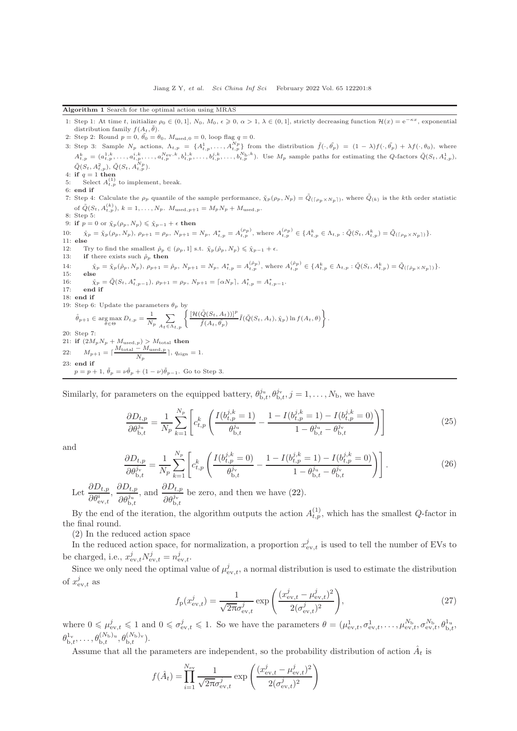**Algorithm 1** Search for the optimal action using MRAS

1: Step 1: At time $t$, initialize $\rho_0 \in (0,1]$, $N_0$, $M_0$, $\epsilon \geqslant 0$, $\alpha > 1$, $\lambda \in (0,1]$, strictly decreasing function $\mathcal{H}(x) = \mathrm{e}^{-\kappa x}$, exponential distribution family $f(A_t, \tilde{\theta})$.

2: Step 2: Round $p = 0$, $\tilde{\theta_0} = \theta_0$, $M_{\mathrm{used},0} = 0$, loop flag $q = 0$.

3: Step 3: Sample $N_p$ actions, $\Lambda_{t,p} = \{A^1_{t,p}, \ldots, A^{N_p}_{t,p}\}$ from the distribution $\tilde{f}(\cdot, \tilde{\theta_p}) = (1-\lambda) f(\cdot, \tilde{\theta_p}) + \lambda f(\cdot, \theta_0)$, where $A^k_{t,p} = (a^{1,k}_{t,p}, \ldots, a^{i,k}_{t,p}, \ldots, a^{N_{\mathrm{ev}},k}_{t,p}, b^{1,k}_{t,p}, \ldots, b^{j,k}_{t,p}, \ldots, b^{N_{\mathrm{b}},k}_{t,p})$. Use $M_p$ sample paths for estimating the $Q$-factors $\tilde{Q}(S_t, A^1_{t,p})$, $\tilde{Q}(S_t, A^2_{t,p})$, $\tilde{Q}(S_t, A^{N_p}_{t,p})$.

4: **if** $q = 1$ **then**

5: Select $A^{(1)}_{t,p}$ to implement, break.

6: **end if**

7: Step 4: Calculate the $\rho_p$ quantile of the sample performance, $\tilde{\chi}_p(\rho_p, N_p) = \tilde{Q}_{(\lceil \rho_p \times N_p \rceil)}$, where $\tilde{Q}_{(k)}$ is the $k$th order statistic of $\tilde{Q}(S_t, A^{(k)}_{t,p})$, $k = 1, \ldots, N_p$. $M_{\mathrm{used},p+1} = M_p N_p + M_{\mathrm{used},p}$.

8: Step 5:

9: **if** $p = 0$ or $\tilde{\chi}_p(\rho_p, N_p) \leqslant \hat{\chi}_{p-1} + \epsilon$ **then**

10: $\hat{\chi}_p = \tilde{\chi}_p(\rho_p, N_p)$, $\rho_{p+1} = \rho_p$, $N_{p+1} = N_p$, $A^*_{t,p} = A^{(\rho_p)}_{t,p}$, where $A^{(\rho_p)}_{t,p} \in \{A^k_{t,p} \in \Lambda_{t,p} : \tilde{Q}(S_t, A^k_{t,p}) = \tilde{Q}_{(\lceil \rho_p \times N_p \rceil)}\}$.

11: **else**

12: Try to find the smallest $\hat{\rho}_p \in (\rho_p, 1]$ s.t. $\tilde{\chi}_p(\hat{\rho}_p, N_p) \leqslant \hat{\chi}_{p-1} + \epsilon$.

13: **if** there exists such $\hat{\rho}_p$ **then**

14: $\hat{\chi}_p = \tilde{\chi}_p(\hat{\rho}_p, N_p)$, $\rho_{p+1} = \hat{\rho}_p$, $N_{p+1} = N_p$, $A^*_{t,p} = A^{(\hat{\rho}_p)}_{t,p}$, where $A^{(\hat{\rho}_p)}_{t,p} \in \{A^k_{t,p} \in \Lambda_{t,p} : \tilde{Q}(S_t, A^k_{t,p}) = \tilde{Q}_{(\lceil \hat{\rho}_p \times N_p \rceil)}\}$.

15: **else**

16: $\hat{\chi}_p = \tilde{Q}(S_t, A^*_{t,p-1})$, $\rho_{p+1} = \rho_p$, $N_{p+1} = \lceil \alpha N_p \rceil$, $A^*_{t,p} = A^*_{t,p-1}$.

17: **end if**

18: **end if**

19: Step 6: Update the parameters $\theta_p$ by

$$\hat{\theta}_{p+1} \in \underset{\theta \in \Theta}{\arg\max}\, D_{t,p} = \frac{1}{N_p} \sum_{A_t \in \Lambda_{t,p}} \left\{ \frac{[\mathcal{H}(\tilde{Q}(S_t, A_t))]^p}{\tilde{f}(A_t, \tilde{\theta_p})} \tilde{I}(\tilde{Q}(S_t, A_t), \hat{\chi}_p) \ln f(A_t, \theta) \right\}.$$

20: Step 7:

21: **if** $(2M_p N_p + M_{\mathrm{used},p}) > M_{\mathrm{total}}$ **then**

22: $M_{p+1} = \lceil \dfrac{M_{\mathrm{total}} - M_{\mathrm{used},p}}{N_p} \rceil$, $q_{\mathrm{sign}} = 1$.

23: **end if**

$p = p + 1$, $\tilde{\theta}_p = \nu \hat{\theta}_p + (1-\nu)\tilde{\theta}_{p-1}$. Go to Step 3.

Similarly, for parameters on the equipped battery, $\theta^{j_{\mathrm{u}}}_{\mathrm{b},t}, \theta^{j_{\mathrm{v}}}_{\mathrm{b},t}, j = 1, \ldots, N_{\mathrm{b}}$, we have

$$\frac{\partial D_{t,p}}{\partial \theta^{j_{\mathrm{u}}}_{\mathrm{b},t}} = \frac{1}{N_p} \sum_{k=1}^{N_p} \left[ c^k_{t,p} \left( \frac{I(b^{j,k}_{t,p} = 1)}{\theta^{j_{\mathrm{u}}}_{\mathrm{b},t}} - \frac{1 - I(b^{j,k}_{t,p} = 1) - I(b^{j,k}_{t,p} = 0)}{1 - \theta^{j_{\mathrm{u}}}_{\mathrm{b},t} - \theta^{j_{\mathrm{v}}}_{\mathrm{b},t}} \right) \right] \tag{25}$$

and

$$\frac{\partial D_{t,p}}{\partial \theta^{j_{\mathrm{v}}}_{\mathrm{b},t}} = \frac{1}{N_p} \sum_{k=1}^{N_p} \left[ c^k_{t,p} \left( \frac{I(b^{j,k}_{t,p} = 0)}{\theta^{j_{\mathrm{v}}}_{\mathrm{b},t}} - \frac{1 - I(b^{j,k}_{t,p} = 1) - I(b^{j,k}_{t,p} = 0)}{1 - \theta^{j_{\mathrm{u}}}_{\mathrm{b},t} - \theta^{j_{\mathrm{v}}}_{\mathrm{b},t}} \right) \right]. \tag{26}$$

Let $\dfrac{\partial D_{t,p}}{\partial \theta^i_{\mathrm{ev},t}}$, $\dfrac{\partial D_{t,p}}{\partial \theta^{j_{\mathrm{u}}}_{\mathrm{b},t}}$, and $\dfrac{\partial D_{t,p}}{\partial \theta^{j_{\mathrm{v}}}_{\mathrm{b},t}}$ be zero, and then we have (22).

By the end of the iteration, the algorithm outputs the action $A^{(1)}_{t,p}$, which has the smallest $Q$-factor in the final round.

(2) In the reduced action space

In the reduced action space, for normalization, a proportion $x^j_{\mathrm{ev},t}$ is used to tell the number of EVs to be charged, i.e., $x^j_{\mathrm{ev},t} N^j_{\mathrm{ev},t} = n^j_{\mathrm{ev},t}$.

Since we only need the optimal value of $\mu^j_{\mathrm{ev},t}$, a normal distribution is used to estimate the distribution of $x^j_{\mathrm{ev},t}$ as

$$f_{\mathrm{p}}(x^j_{\mathrm{ev},t}) = \frac{1}{\sqrt{2\pi}\sigma^j_{\mathrm{ev},t}} \exp\left( \frac{(x^j_{\mathrm{ev},t} - \mu^j_{\mathrm{ev},t})^2}{2(\sigma^j_{\mathrm{ev},t})^2} \right), \tag{27}$$

where $0 \leqslant \mu^j_{\mathrm{ev},t} \leqslant 1$ and $0 \leqslant \sigma^j_{\mathrm{ev},t} \leqslant 1$. So we have the parameters $\theta = (\mu^1_{\mathrm{ev},t}, \sigma^1_{\mathrm{ev},t}, \ldots, \mu^{N_{\mathrm{b}}}_{\mathrm{ev},t}, \sigma^{N_{\mathrm{b}}}_{\mathrm{ev},t}, \theta^{1_{\mathrm{u}}}_{\mathrm{b},t}, \theta^{1_{\mathrm{v}}}_{\mathrm{b},t}, \ldots, \theta^{(N_{\mathrm{b}})_{\mathrm{u}}}_{\mathrm{b},t}, \theta^{(N_{\mathrm{b}})_{\mathrm{v}}}_{\mathrm{b},t})$.

Assume that all the parameters are independent, so the probability distribution of action $\hat{A}_t$ is

$$f(\hat{A}_t) = \prod_{i=1}^{N_{\mathrm{ev}}} \frac{1}{\sqrt{2\pi}\sigma^j_{\mathrm{ev},t}} \exp\left( \frac{(x^j_{\mathrm{ev},t} - \mu^j_{\mathrm{ev},t})^2}{2(\sigma^j_{\mathrm{ev},t})^2} \right)$$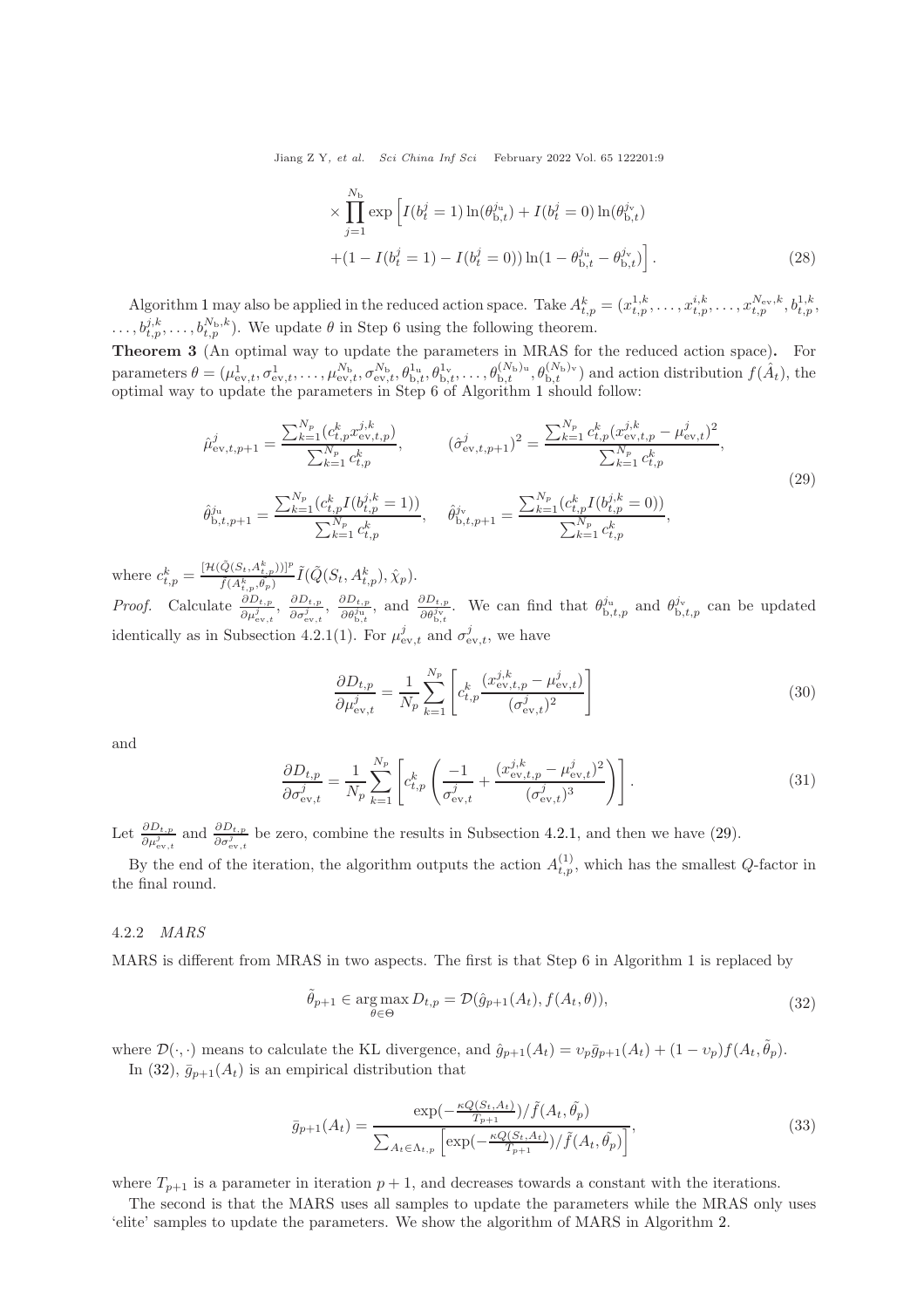$$
\times \prod_{j=1}^{N_\mathrm{b}} \exp\Big[ I(b_t^j = 1)\ln(\theta_{\mathrm{b},t}^{j_\mathrm{u}}) + I(b_t^j = 0)\ln(\theta_{\mathrm{b},t}^{j_\mathrm{v}}) + (1 - I(b_t^j = 1) - I(b_t^j = 0))\ln(1 - \theta_{\mathrm{b},t}^{j_\mathrm{u}} - \theta_{\mathrm{b},t}^{j_\mathrm{v}}) \Big]. \tag{28}
$$

Algorithm 1 may also be applied in the reduced action space. Take $A_{t,p}^k = (x_{t,p}^{1,k}, \ldots, x_{t,p}^{i,k}, \ldots, x_{t,p}^{N_{\mathrm{ev}},k}, b_{t,p}^{1,k}, \ldots, b_{t,p}^{j,k}, \ldots, b_{t,p}^{N_\mathrm{b},k})$. We update $\theta$ in Step 6 using the following theorem.

**Theorem 3** (An optimal way to update the parameters in MRAS for the reduced action space)**.** For parameters $\theta = (\mu_{\mathrm{ev},t}^1, \sigma_{\mathrm{ev},t}^1, \ldots, \mu_{\mathrm{ev},t}^{N_\mathrm{b}}, \sigma_{\mathrm{ev},t}^{N_\mathrm{b}}, \theta_{\mathrm{b},t}^{1_\mathrm{u}}, \theta_{\mathrm{b},t}^{1_\mathrm{v}}, \ldots, \theta_{\mathrm{b},t}^{(N_\mathrm{b})_\mathrm{u}}, \theta_{\mathrm{b},t}^{(N_\mathrm{b})_\mathrm{v}})$ and action distribution $f(\hat{A}_t)$, the optimal way to update the parameters in Step 6 of Algorithm 1 should follow:

$$
\begin{aligned}
\hat{\mu}_{\mathrm{ev},t,p+1}^j &= \frac{\sum_{k=1}^{N_p}(c_{t,p}^k x_{\mathrm{ev},t,p}^{j,k})}{\sum_{k=1}^{N_p} c_{t,p}^k}, \qquad &(\hat{\sigma}_{\mathrm{ev},t,p+1}^j)^2 &= \frac{\sum_{k=1}^{N_p} c_{t,p}^k (x_{\mathrm{ev},t,p}^{j,k} - \mu_{\mathrm{ev},t}^j)^2}{\sum_{k=1}^{N_p} c_{t,p}^k}, \\
\hat{\theta}_{\mathrm{b},t,p+1}^{j_\mathrm{u}} &= \frac{\sum_{k=1}^{N_p}(c_{t,p}^k I(b_{t,p}^{j,k} = 1))}{\sum_{k=1}^{N_p} c_{t,p}^k}, \quad &\hat{\theta}_{\mathrm{b},t,p+1}^{j_\mathrm{v}} &= \frac{\sum_{k=1}^{N_p}(c_{t,p}^k I(b_{t,p}^{j,k} = 0))}{\sum_{k=1}^{N_p} c_{t,p}^k},
\end{aligned} \tag{29}
$$

where $c_{t,p}^k = \frac{[\mathcal{H}(\tilde{Q}(S_t, A_{t,p}^k))]^p}{\tilde{f}(A_{t,p}^k, \theta_p)} \tilde{I}(\tilde{Q}(S_t, A_{t,p}^k), \hat{\chi}_p)$.

*Proof.* Calculate $\frac{\partial D_{t,p}}{\partial \mu_{\mathrm{ev},t}^j}$, $\frac{\partial D_{t,p}}{\partial \sigma_{\mathrm{ev},t}^j}$, $\frac{\partial D_{t,p}}{\partial \theta_{\mathrm{b},t}^{j_\mathrm{u}}}$, and $\frac{\partial D_{t,p}}{\partial \theta_{\mathrm{b},t}^{j_\mathrm{v}}}$. We can find that $\theta_{\mathrm{b},t,p}^{j_\mathrm{u}}$ and $\theta_{\mathrm{b},t,p}^{j_\mathrm{v}}$ can be updated identically as in Subsection 4.2.1(1). For $\mu_{\mathrm{ev},t}^j$ and $\sigma_{\mathrm{ev},t}^j$, we have

$$
\frac{\partial D_{t,p}}{\partial \mu_{\mathrm{ev},t}^j} = \frac{1}{N_p} \sum_{k=1}^{N_p} \left[ c_{t,p}^k \frac{(x_{\mathrm{ev},t,p}^{j,k} - \mu_{\mathrm{ev},t}^j)}{(\sigma_{\mathrm{ev},t}^j)^2} \right] \tag{30}
$$

and

$$
\frac{\partial D_{t,p}}{\partial \sigma_{\mathrm{ev},t}^j} = \frac{1}{N_p} \sum_{k=1}^{N_p} \left[ c_{t,p}^k \left( \frac{-1}{\sigma_{\mathrm{ev},t}^j} + \frac{(x_{\mathrm{ev},t,p}^{j,k} - \mu_{\mathrm{ev},t}^j)^2}{(\sigma_{\mathrm{ev},t}^j)^3} \right) \right]. \tag{31}
$$

Let $\frac{\partial D_{t,p}}{\partial \mu_{\mathrm{ev},t}^j}$ and $\frac{\partial D_{t,p}}{\partial \sigma_{\mathrm{ev},t}^j}$ be zero, combine the results in Subsection 4.2.1, and then we have (29).

By the end of the iteration, the algorithm outputs the action $A_{t,p}^{(1)}$, which has the smallest $Q$-factor in the final round.

### 4.2.2 *MARS*

MARS is different from MRAS in two aspects. The first is that Step 6 in Algorithm 1 is replaced by

$$
\tilde{\theta}_{p+1} \in \arg\max_{\theta \in \Theta} D_{t,p} = \mathcal{D}(\hat{g}_{p+1}(A_t), f(A_t, \theta)), \tag{32}
$$

where $\mathcal{D}(\cdot, \cdot)$ means to calculate the KL divergence, and $\hat{g}_{p+1}(A_t) = \upsilon_p \bar{g}_{p+1}(A_t) + (1 - \upsilon_p) f(A_t, \tilde{\theta}_p)$.

In (32), $\bar{g}_{p+1}(A_t)$ is an empirical distribution that

$$
\bar{g}_{p+1}(A_t) = \frac{\exp(-\frac{\kappa Q(S_t, A_t)}{T_{p+1}}) / \tilde{f}(A_t, \tilde{\theta_p})}{\sum_{A_t \in \Lambda_{t,p}} \left[ \exp(-\frac{\kappa Q(S_t, A_t)}{T_{p+1}}) / \tilde{f}(A_t, \tilde{\theta_p}) \right]}, \tag{33}
$$

where $T_{p+1}$ is a parameter in iteration $p+1$, and decreases towards a constant with the iterations.

The second is that the MARS uses all samples to update the parameters while the MRAS only uses 'elite' samples to update the parameters. We show the algorithm of MARS in Algorithm 2.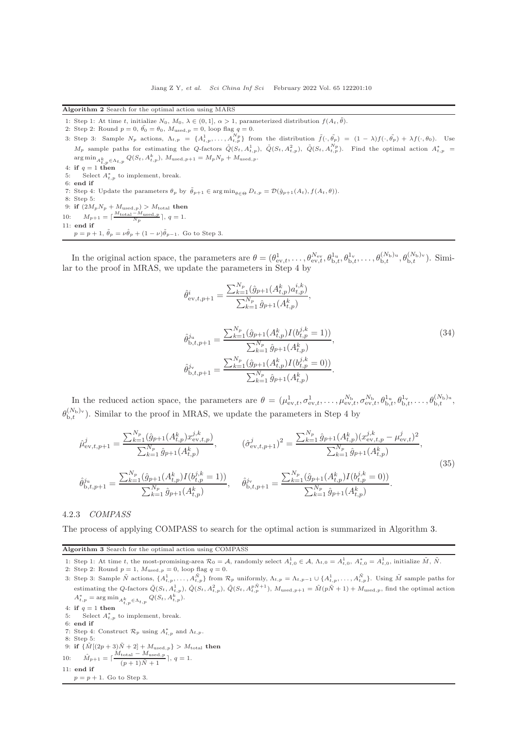**Algorithm 2** Search for the optimal action using MARS

1: Step 1: At time $t$, initialize $N_0$, $M_0$, $\lambda \in (0,1]$, $\alpha > 1$, parameterized distribution $f(A_t, \tilde{\theta})$.
2: Step 2: Round $p = 0$, $\tilde{\theta_0} = \theta_0$, $M_{\text{used},p} = 0$, loop flag $q = 0$.
3: Step 3: Sample $N_p$ actions, $\Lambda_{t,p} = \{A^1_{t,p}, \dots, A^{N_p}_{t,p}\}$ from the distribution $\tilde{f}(\cdot, \tilde{\theta_p}) = (1-\lambda) f(\cdot, \tilde{\theta_p}) + \lambda f(\cdot, \theta_0)$. Use $M_p$ sample paths for estimating the $Q$-factors $\tilde{Q}(S_t, A^1_{t,p})$, $\tilde{Q}(S_t, A^2_{t,p})$, $\tilde{Q}(S_t, A^{N_p}_{t,p})$. Find the optimal action $A^*_{t,p} = \arg\min_{A^k_{t,p} \in \Lambda_{t,p}} Q(S_t, A^k_{t,p})$, $M_{\text{used},p+1} = M_p N_p + M_{\text{used},p}$.
4: **if** $q = 1$ **then**
5: Select $A^*_{t,p}$ to implement, break.
6: **end if**
7: Step 4: Update the parameters $\theta_p$ by $\tilde{\theta}_{p+1} \in \arg\min_{\theta \in \Theta} D_{t,p} = \mathcal{D}(\hat{g}_{p+1}(A_t), f(A_t, \theta))$.
8: Step 5:
9: **if** $(2M_p N_p + M_{\text{used},p}) > M_{\text{total}}$ **then**
10: $M_{p+1} = \lceil \frac{M_{\text{total}} - M_{\text{used},p}}{N_p} \rceil$, $q = 1$.
11: **end if**
$p = p+1$, $\tilde{\theta}_p = \nu\hat{\theta}_p + (1-\nu)\tilde{\theta}_{p-1}$. Go to Step 3.

In the original action space, the parameters are $\theta = (\theta^1_{\text{ev},t}, \dots, \theta^{N_{\text{ev}}}_{\text{ev},t}, \theta^{1_{\text{u}}}_{\text{b},t}, \theta^{1_{\text{v}}}_{\text{b},t}, \dots, \theta^{(N_{\text{b}})_{\text{u}}}_{\text{b},t}, \theta^{(N_{\text{b}})_{\text{v}}}_{\text{b},t})$. Similar to the proof in MRAS, we update the parameters in Step 4 by

$$
\begin{aligned}
\hat{\theta}^i_{\text{ev},t,p+1} &= \frac{\sum_{k=1}^{N_p} (\hat{g}_{p+1}(A^k_{t,p}) a^{i,k}_{t,p})}{\sum_{k=1}^{N_p} \hat{g}_{p+1}(A^k_{t,p})}, \\
\hat{\theta}^{j_{\text{u}}}_{\text{b},t,p+1} &= \frac{\sum_{k=1}^{N_p} (\hat{g}_{p+1}(A^k_{t,p}) I(b^{j,k}_{t,p} = 1))}{\sum_{k=1}^{N_p} \hat{g}_{p+1}(A^k_{t,p})}, \\
\hat{\theta}^{j_{\text{v}}}_{\text{b},t,p+1} &= \frac{\sum_{k=1}^{N_p} (\hat{g}_{p+1}(A^k_{t,p}) I(b^{j,k}_{t,p} = 0))}{\sum_{k=1}^{N_p} \hat{g}_{p+1}(A^k_{t,p})}.
\end{aligned}
\tag{34}
$$

In the reduced action space, the parameters are $\theta = (\mu^1_{\text{ev},t}, \sigma^1_{\text{ev},t}, \dots, \mu^{N_{\text{b}}}_{\text{ev},t}, \sigma^{N_{\text{b}}}_{\text{ev},t}, \theta^{1_{\text{u}}}_{\text{b},t}, \theta^{1_{\text{v}}}_{\text{b},t}, \dots, \theta^{(N_{\text{b}})_{\text{u}}}_{\text{b},t}, \theta^{(N_{\text{b}})_{\text{v}}}_{\text{b},t})$. Similar to the proof in MRAS, we update the parameters in Step 4 by

$$
\begin{aligned}
\hat{\mu}^j_{\text{ev},t,p+1} &= \frac{\sum_{k=1}^{N_p} (\hat{g}_{p+1}(A^k_{t,p}) x^{j,k}_{\text{ev},t,p})}{\sum_{k=1}^{N_p} \hat{g}_{p+1}(A^k_{t,p})}, \qquad (\hat{\sigma}^j_{\text{ev},t,p+1})^2 = \frac{\sum_{k=1}^{N_p} \hat{g}_{p+1}(A^k_{t,p})(x^{j,k}_{\text{ev},t,p} - \mu^j_{\text{ev},t})^2}{\sum_{k=1}^{N_p} \hat{g}_{p+1}(A^k_{t,p})}, \\
\hat{\theta}^{j_{\text{u}}}_{\text{b},t,p+1} &= \frac{\sum_{k=1}^{N_p} (\hat{g}_{p+1}(A^k_{t,p}) I(b^{j,k}_{t,p} = 1))}{\sum_{k=1}^{N_p} \hat{g}_{p+1}(A^k_{t,p})}, \quad \hat{\theta}^{j_{\text{v}}}_{\text{b},t,p+1} = \frac{\sum_{k=1}^{N_p} (\hat{g}_{p+1}(A^k_{t,p}) I(b^{j,k}_{t,p} = 0))}{\sum_{k=1}^{N_p} \hat{g}_{p+1}(A^k_{t,p})}.
\end{aligned}
\tag{35}
$$

#### 4.2.3 *COMPASS*

The process of applying COMPASS to search for the optimal action is summarized in Algorithm 3.

**Algorithm 3** Search for the optimal action using COMPASS

1: Step 1: At time $t$, the most-promising-area $\mathcal{R}_0 = \mathcal{A}$, randomly select $A^1_{t,0} \in \mathcal{A}$, $\Lambda_{t,0} = A^1_{t,0}$, $A^*_{t,0} = A^1_{t,0}$, initialize $\tilde{M}$, $\tilde{N}$.
2: Step 2: Round $p = 1$, $M_{\text{used},p} = 0$, loop flag $q = 0$.
3: Step 3: Sample $\tilde{N}$ actions, $\{A^1_{t,p}, \dots, A^{\tilde{N}}_{t,p}\}$ from $\mathcal{R}_p$ uniformly, $\Lambda_{t,p} = \Lambda_{t,p-1} \cup \{A^1_{t,p}, \dots, A^{\tilde{N}}_{t,p}\}$. Using $\tilde{M}$ sample paths for estimating the $Q$-factors $\tilde{Q}(S_t, A^1_{t,p})$, $\tilde{Q}(S_t, A^2_{t,p})$, $\tilde{Q}(S_t, A^{p\tilde{N}+1}_{t,p})$, $M_{\text{used},p+1} = \tilde{M}(p\tilde{N}+1) + M_{\text{used},p}$, find the optimal action $A^*_{t,p} = \arg\min_{A^k_{t,p} \in \Lambda_{t,p}} Q(S_t, A^k_{t,p})$.
4: **if** $q = 1$ **then**
5: Select $A^*_{t,p}$ to implement, break.
6: **end if**
7: Step 4: Construct $\mathcal{R}_p$ using $A^*_{t,p}$ and $\Lambda_{t,p}$.
8: Step 5:
9: **if** $\{\tilde{M}[(2p+3)\tilde{N}+2] + M_{\text{used},p}\} > M_{\text{total}}$ **then**
10: $\tilde{M}_{p+1} = \lceil \dfrac{M_{\text{total}} - M_{\text{used},p}}{(p+1)\tilde{N}+1} \rceil$, $q = 1$.
11: **end if**
$p = p+1$. Go to Step 3.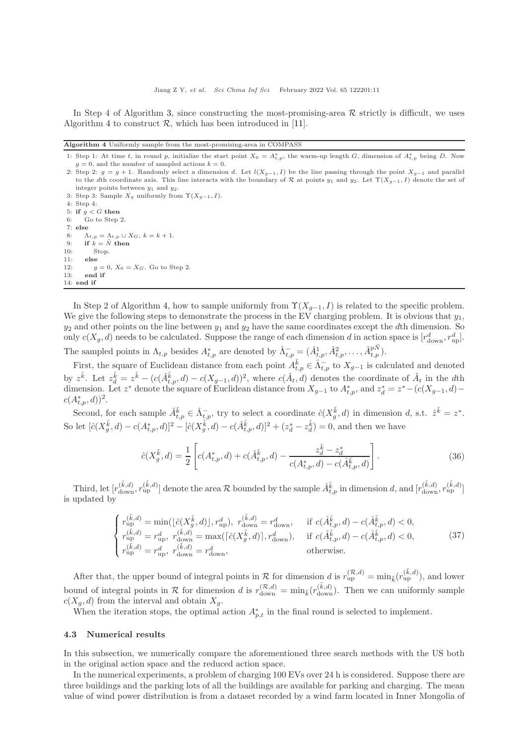In Step 4 of Algorithm 3, since constructing the most-promising-area $\mathcal{R}$ strictly is difficult, we uses Algorithm 4 to construct $\mathcal{R}$, which has been introduced in [11].

**Algorithm 4** Uniformly sample from the most-promising-area in COMPASS

```
1: Step 1: At time t, in round p, initialize the start point X_0 = A*_{t,p}, the warm-up length G, dimension of A*_{t,p} being D. Now
   g = 0, and the number of sampled actions k = 0.
2: Step 2: g = g + 1. Randomly select a dimension d. Let l(X_{g-1}, I) be the line passing through the point X_{g-1} and parallel
   to the dth coordinate axis. This line interacts with the boundary of R at points y_1 and y_2. Let Υ(X_{g-1}, I) denote the set of
   integer points between y_1 and y_2.
3: Step 3: Sample X_g uniformly from Υ(X_{g-1}, I).
4: Step 4:
5: if g < G then
6:     Go to Step 2.
7: else
8:     Λ_{t,p} = Λ_{t,p} ∪ X_G, k = k + 1.
9:     if k = Ñ then
10:        Stop.
11:    else
12:        g = 0, X_0 = X_G. Go to Step 2.
13:    end if
14: end if
```

In Step 2 of Algorithm 4, how to sample uniformly from $\Upsilon(X_{g-1}, I)$ is related to the specific problem. We give the following steps to demonstrate the process in the EV charging problem. It is obvious that $y_1$, $y_2$ and other points on the line between $y_1$ and $y_2$ have the same coordinates except the $d$th dimension. So only $c(X_g, d)$ needs to be calculated. Suppose the range of each dimension $d$ in action space is $[r^d_{\rm down}, r^d_{\rm up}]$. The sampled points in $\Lambda_{t,p}$ besides $A^*_{t,p}$ are denoted by $\hat{\Lambda}^-_{t,p} = (\hat{A}^1_{t,p}, \hat{A}^2_{t,p}, \ldots, \hat{A}^{p\tilde{N}}_{t,p})$.

First, the square of Euclidean distance from each point $\hat{A}^{\tilde{k}}_{t,p} \in \hat{\Lambda}^-_{t,p}$ to $X_{g-1}$ is calculated and denoted by $z^{\tilde{k}}$. Let $z^{\tilde{k}}_d = z^{\tilde{k}} - (c(\hat{A}^{\tilde{k}}_{t,p}, d) - c(X_{g-1}, d))^2$, where $c(\hat{A}_t, d)$ denotes the coordinate of $\hat{A}_t$ in the $d$th dimension. Let $z^*$ denote the square of Euclidean distance from $X_{g-1}$ to $A^*_{t,p}$, and $z^*_d = z^* - (c(X_{g-1}, d) - c(A^*_{t,p}, d))^2$.

Second, for each sample $\hat{A}^{\tilde{k}}_{t,p} \in \hat{\Lambda}^-_{t,p}$, try to select a coordinate $\hat{c}(X^{\tilde{k}}_g, d)$ in dimension $d$, s.t. $\hat{z}^{\tilde{k}} = z^*$. So let $[\hat{c}(X^{\tilde{k}}_g, d) - c(A^*_{t,p}, d)]^2 - [\hat{c}(X^{\tilde{k}}_g, d) - c(\hat{A}^{\tilde{k}}_{t,p}, d)]^2 + (z^*_d - z^{\tilde{k}}_d) = 0$, and then we have

$$\hat{c}(X^{\tilde{k}}_g, d) = \frac{1}{2}\left[c(A^*_{t,p}, d) + c(\hat{A}^{\tilde{k}}_{t,p}, d) - \frac{z^{\tilde{k}}_d - z^*_d}{c(A^*_{t,p}, d) - c(\hat{A}^{\tilde{k}}_{t,p}, d)}\right]. \tag{36}$$

Third, let $[r^{(\tilde{k},d)}_{\rm down}, r^{(\tilde{k},d)}_{\rm up}]$ denote the area $\mathcal{R}$ bounded by the sample $\hat{A}^{\tilde{k}}_{t,p}$ in dimension $d$, and $[r^{(\tilde{k},d)}_{\rm down}, r^{(\tilde{k},d)}_{\rm up}]$ is updated by

$$\begin{cases} r^{(\tilde{k},d)}_{\rm up} = \min(\lfloor \hat{c}(X^{\tilde{k}}_g, d) \rfloor, r^d_{\rm up}),\ r^{(\tilde{k},d)}_{\rm down} = r^d_{\rm down}, & \text{if } c(\hat{A}^{\tilde{k}}_{t,p}, d) - c(\hat{A}^{\tilde{k}}_{t,p}, d) < 0, \\ r^{(\tilde{k},d)}_{\rm up} = r^d_{\rm up},\ r^{(\tilde{k},d)}_{\rm down} = \max(\lceil \hat{c}(X^{\tilde{k}}_g, d) \rceil, r^d_{\rm down}), & \text{if } c(\hat{A}^{\tilde{k}}_{t,p}, d) - c(\hat{A}^{\tilde{k}}_{t,p}, d) < 0, \\ r^{(\tilde{k},d)}_{\rm up} = r^d_{\rm up},\ r^{(\tilde{k},d)}_{\rm down} = r^d_{\rm down}, & \text{otherwise}. \end{cases} \tag{37}$$

After that, the upper bound of integral points in $\mathcal{R}$ for dimension $d$ is $r^{(\mathcal{R},d)}_{\rm up} = \min_{\tilde{k}}(r^{(\tilde{k},d)}_{\rm up})$, and lower bound of integral points in $\mathcal{R}$ for dimension $d$ is $r^{(\mathcal{R},d)}_{\rm down} = \min_{\tilde{k}}(r^{(\tilde{k},d)}_{\rm down})$. Then we can uniformly sample $c(X_g, d)$ from the interval and obtain $X_g$.

When the iteration stops, the optimal action $A^*_{p,t}$ in the final round is selected to implement.

### 4.3 Numerical results

In this subsection, we numerically compare the aforementioned three search methods with the US both in the original action space and the reduced action space.

In the numerical experiments, a problem of charging 100 EVs over 24 h is considered. Suppose there are three buildings and the parking lots of all the buildings are available for parking and charging. The mean value of wind power distribution is from a dataset recorded by a wind farm located in Inner Mongolia of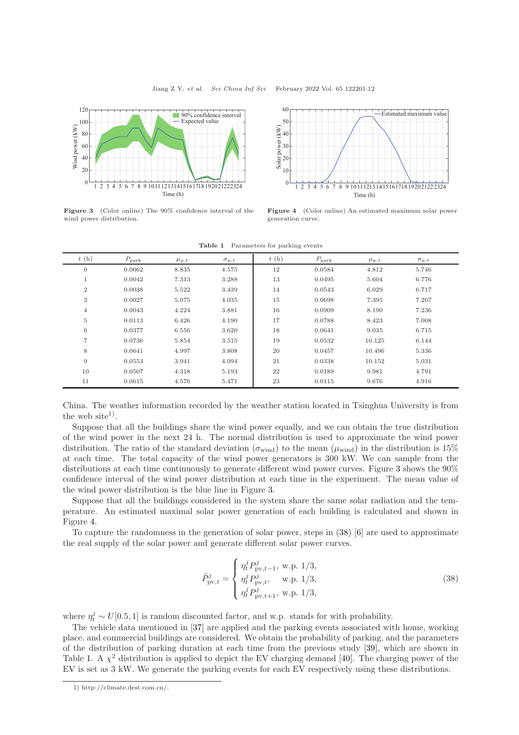Figure 3 (Color online) The 90% confidence interval of the wind power distribution.

Figure 4 (Color online) An estimated maximum solar power generation curve.

Table 1 Parameters for parking events

| $t$ (h) | $P_{\text{park}}$ | $\mu_{p,t}$ | $\sigma_{p,t}$ | $t$ (h) | $P_{\text{park}}$ | $\mu_{p,t}$ | $\sigma_{p,t}$ |
|---|---|---|---|---|---|---|---|
| 0 | 0.0062 | 8.835 | 4.575 | 12 | 0.0584 | 4.812 | 5.746 |
| 1 | 0.0042 | 7.313 | 3.288 | 13 | 0.0495 | 5.604 | 6.776 |
| 2 | 0.0038 | 5.522 | 3.439 | 14 | 0.0543 | 6.029 | 6.717 |
| 3 | 0.0027 | 5.075 | 4.035 | 15 | 0.0698 | 7.395 | 7.207 |
| 4 | 0.0043 | 4.224 | 3.881 | 16 | 0.0909 | 8.190 | 7.236 |
| 5 | 0.0113 | 6.426 | 4.190 | 17 | 0.0788 | 8.423 | 7.008 |
| 6 | 0.0377 | 6.556 | 3.620 | 18 | 0.0641 | 9.035 | 6.715 |
| 7 | 0.0736 | 5.854 | 3.515 | 19 | 0.0532 | 10.125 | 6.144 |
| 8 | 0.0641 | 4.997 | 3.808 | 20 | 0.0457 | 10.496 | 5.336 |
| 9 | 0.0553 | 3.941 | 4.094 | 21 | 0.0338 | 10.152 | 5.031 |
| 10 | 0.0507 | 4.318 | 5.193 | 22 | 0.0189 | 9.981 | 4.791 |
| 11 | 0.0615 | 4.576 | 5.471 | 23 | 0.0115 | 9.676 | 4.916 |

China. The weather information recorded by the weather station located in Tsinghua University is from the web site[1)].

Suppose that all the buildings share the wind power equally, and we can obtain the true distribution of the wind power in the next 24 h. The normal distribution is used to approximate the wind power distribution. The ratio of the standard deviation ($\sigma_{\text{wind}}$) to the mean ($\mu_{\text{wind}}$) in the distribution is 15% at each time. The total capacity of the wind power generators is 300 kW. We can sample from the distributions at each time continuously to generate different wind power curves. Figure 3 shows the 90% confidence interval of the wind power distribution at each time in the experiment. The mean value of the wind power distribution is the blue line in Figure 3.

Suppose that all the buildings considered in the system share the same solar radiation and the temperature. An estimated maximal solar power generation of each building is calculated and shown in Figure 4.

To capture the randomness in the generation of solar power, steps in (38) [6] are used to approximate the real supply of the solar power and generate different solar power curves.

$$
\tilde{P}^j_{\text{pv},t} = \begin{cases} \eta^j_t P^j_{\text{pv},t-1}, & \text{w.p. } 1/3, \\ \eta^j_t P^j_{\text{pv},t}, & \text{w.p. } 1/3, \\ \eta^j_t P^j_{\text{pv},t+1}, & \text{w.p. } 1/3, \end{cases} \tag{38}
$$

where $\eta^j_t \sim U[0.5, 1]$ is random discounted factor, and w.p. stands for with probability.

The vehicle data mentioned in [37] are applied and the parking events associated with home, working place, and commercial buildings are considered. We obtain the probability of parking, and the parameters of the distribution of parking duration at each time from the previous study [39], which are shown in Table 1. A $\chi^2$ distribution is applied to depict the EV charging demand [40]. The charging power of the EV is set as 3 kW. We generate the parking events for each EV respectively using these distributions.

1) http://climate.dest.com.cn/.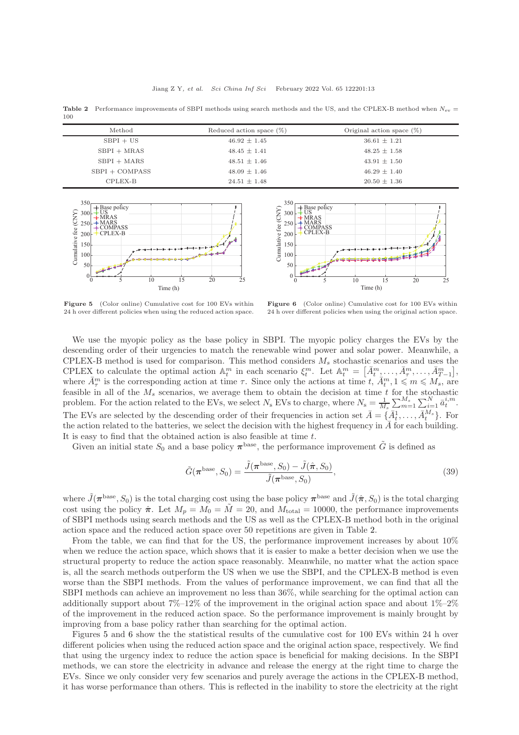**Table 2** Performance improvements of SBPI methods using search methods and the US, and the CPLEX-B method when $N_{\mathrm{ev}} = 100$

| Method | Reduced action space (%) | Original action space (%) |
|---|---|---|
| SBPI + US | 46.92 ± 1.45 | 36.61 ± 1.21 |
| SBPI + MRAS | 48.45 ± 1.41 | 48.25 ± 1.58 |
| SBPI + MARS | 48.51 ± 1.46 | 43.91 ± 1.50 |
| SBPI + COMPASS | 48.09 ± 1.46 | 46.29 ± 1.40 |
| CPLEX-B | 24.51 ± 1.48 | 20.50 ± 1.36 |

**Figure 5** (Color online) Cumulative cost for 100 EVs within 24 h over different policies when using the reduced action space.

**Figure 6** (Color online) Cumulative cost for 100 EVs within 24 h over different policies when using the original action space.

We use the myopic policy as the base policy in SBPI. The myopic policy charges the EVs by the descending order of their urgencies to match the renewable wind power and solar power. Meanwhile, a CPLEX-B method is used for comparison. This method considers $M_s$ stochastic scenarios and uses the CPLEX to calculate the optimal action $\mathbb{A}_t^m$ in each scenario $\xi_t^m$. Let $\mathbb{A}_t^m = \left[\bar{A}_t^m, \ldots, \bar{A}_\tau^m, \ldots, \bar{A}_{T-1}^m\right]$, where $\bar{A}_\tau^m$ is the corresponding action at time $\tau$. Since only the actions at time $t$, $\bar{A}_t^m, 1 \leqslant m \leqslant M_s$, are feasible in all of the $M_s$ scenarios, we average them to obtain the decision at time $t$ for the stochastic problem. For the action related to the EVs, we select $N_{\mathrm{s}}$ EVs to charge, where $N_{\mathrm{s}} = \frac{1}{M_s}\sum_{m=1}^{M_s}\sum_{i=1}^{N}\bar{a}_t^{i,m}$. The EVs are selected by the descending order of their frequencies in action set $\bar{A} = \{\bar{A}_t^1, \ldots, \bar{A}_t^{M_s}\}$. For the action related to the batteries, we select the decision with the highest frequency in $\bar{A}$ for each building. It is easy to find that the obtained action is also feasible at time $t$.

Given an initial state $S_0$ and a base policy $\boldsymbol{\pi}^{\mathrm{base}}$, the performance improvement $\tilde{G}$ is defined as

$$\tilde{G}(\boldsymbol{\pi}^{\mathrm{base}}, S_0) = \frac{\tilde{J}(\boldsymbol{\pi}^{\mathrm{base}}, S_0) - \tilde{J}(\hat{\boldsymbol{\pi}}, S_0)}{\tilde{J}(\boldsymbol{\pi}^{\mathrm{base}}, S_0)}, \tag{39}$$

where $\tilde{J}(\boldsymbol{\pi}^{\mathrm{base}}, S_0)$ is the total charging cost using the base policy $\boldsymbol{\pi}^{\mathrm{base}}$ and $\tilde{J}(\hat{\boldsymbol{\pi}}, S_0)$ is the total charging cost using the policy $\hat{\boldsymbol{\pi}}$. Let $M_p = M_0 = \tilde{M} = 20$, and $M_{\mathrm{total}} = 10000$, the performance improvements of SBPI methods using search methods and the US as well as the CPLEX-B method both in the original action space and the reduced action space over 50 repetitions are given in Table 2.

From the table, we can find that for the US, the performance improvement increases by about 10% when we reduce the action space, which shows that it is easier to make a better decision when we use the structural property to reduce the action space reasonably. Meanwhile, no matter what the action space is, all the search methods outperform the US when we use the SBPI, and the CPLEX-B method is even worse than the SBPI methods. From the values of performance improvement, we can find that all the SBPI methods can achieve an improvement no less than 36%, while searching for the optimal action can additionally support about 7%–12% of the improvement in the original action space and about 1%–2% of the improvement in the reduced action space. So the performance improvement is mainly brought by improving from a base policy rather than searching for the optimal action.

Figures 5 and 6 show the the statistical results of the cumulative cost for 100 EVs within 24 h over different policies when using the reduced action space and the original action space, respectively. We find that using the urgency index to reduce the action space is beneficial for making decisions. In the SBPI methods, we can store the electricity in advance and release the energy at the right time to charge the EVs. Since we only consider very few scenarios and purely average the actions in the CPLEX-B method, it has worse performance than others. This is reflected in the inability to store the electricity at the right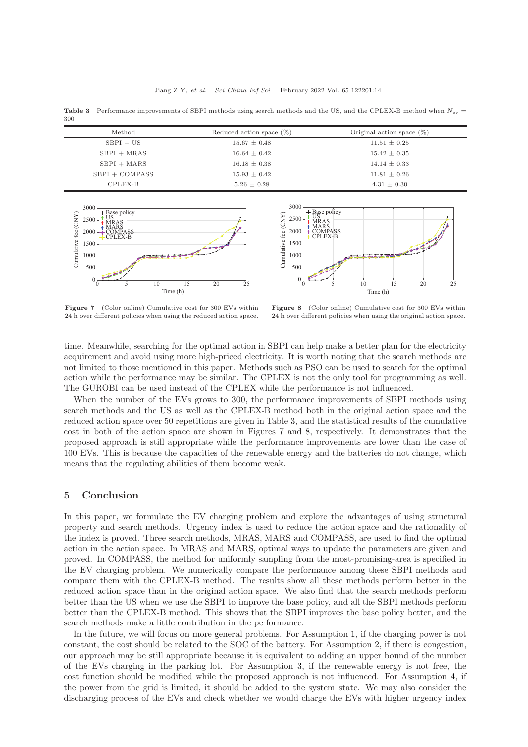**Table 3** Performance improvements of SBPI methods using search methods and the US, and the CPLEX-B method when $N_{\rm ev} = 300$

| Method | Reduced action space (%) | Original action space (%) |
|---|---|---|
| SBPI + US | 15.67 ± 0.48 | 11.51 ± 0.25 |
| SBPI + MRAS | 16.64 ± 0.42 | 15.42 ± 0.35 |
| SBPI + MARS | 16.18 ± 0.38 | 14.14 ± 0.33 |
| SBPI + COMPASS | 15.93 ± 0.42 | 11.81 ± 0.26 |
| CPLEX-B | 5.26 ± 0.28 | 4.31 ± 0.30 |

**Figure 7** (Color online) Cumulative cost for 300 EVs within 24 h over different policies when using the reduced action space.

**Figure 8** (Color online) Cumulative cost for 300 EVs within 24 h over different policies when using the original action space.

time. Meanwhile, searching for the optimal action in SBPI can help make a better plan for the electricity acquirement and avoid using more high-priced electricity. It is worth noting that the search methods are not limited to those mentioned in this paper. Methods such as PSO can be used to search for the optimal action while the performance may be similar. The CPLEX is not the only tool for programming as well. The GUROBI can be used instead of the CPLEX while the performance is not influenced.

When the number of the EVs grows to 300, the performance improvements of SBPI methods using search methods and the US as well as the CPLEX-B method both in the original action space and the reduced action space over 50 repetitions are given in Table 3, and the statistical results of the cumulative cost in both of the action space are shown in Figures 7 and 8, respectively. It demonstrates that the proposed approach is still appropriate while the performance improvements are lower than the case of 100 EVs. This is because the capacities of the renewable energy and the batteries do not change, which means that the regulating abilities of them become weak.

## 5 Conclusion

In this paper, we formulate the EV charging problem and explore the advantages of using structural property and search methods. Urgency index is used to reduce the action space and the rationality of the index is proved. Three search methods, MRAS, MARS and COMPASS, are used to find the optimal action in the action space. In MRAS and MARS, optimal ways to update the parameters are given and proved. In COMPASS, the method for uniformly sampling from the most-promising-area is specified in the EV charging problem. We numerically compare the performance among these SBPI methods and compare them with the CPLEX-B method. The results show all these methods perform better in the reduced action space than in the original action space. We also find that the search methods perform better than the US when we use the SBPI to improve the base policy, and all the SBPI methods perform better than the CPLEX-B method. This shows that the SBPI improves the base policy better, and the search methods make a little contribution in the performance.

In the future, we will focus on more general problems. For Assumption 1, if the charging power is not constant, the cost should be related to the SOC of the battery. For Assumption 2, if there is congestion, our approach may be still appropriate because it is equivalent to adding an upper bound of the number of the EVs charging in the parking lot. For Assumption 3, if the renewable energy is not free, the cost function should be modified while the proposed approach is not influenced. For Assumption 4, if the power from the grid is limited, it should be added to the system state. We may also consider the discharging process of the EVs and check whether we would charge the EVs with higher urgency index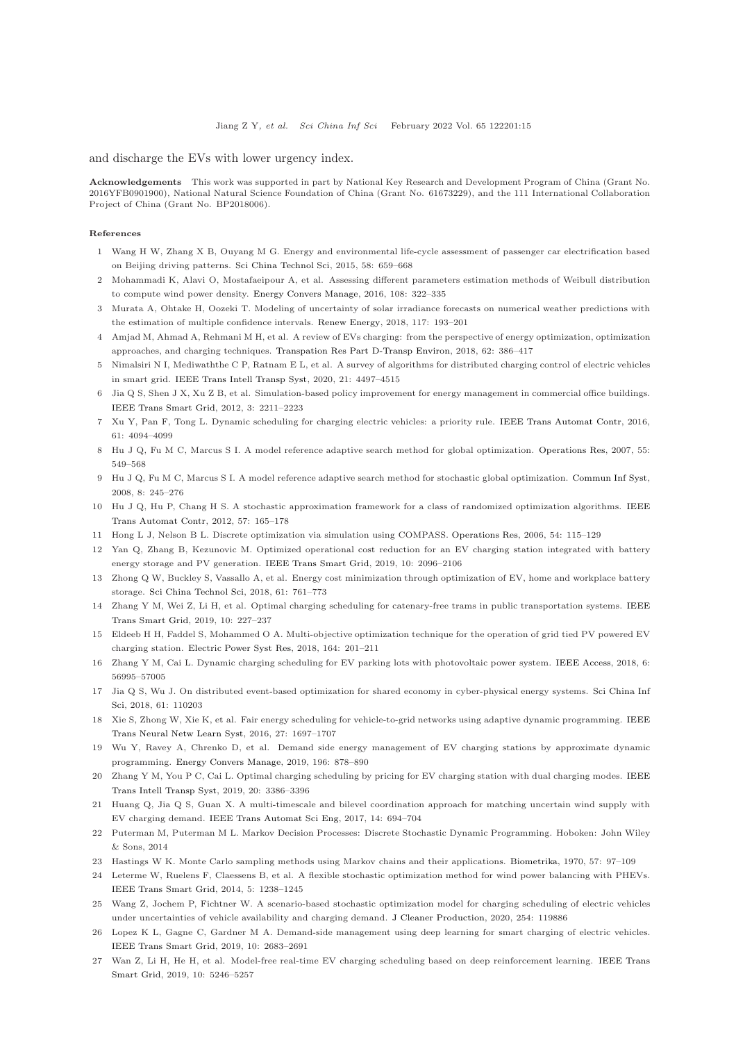and discharge the EVs with lower urgency index.

**Acknowledgements** This work was supported in part by National Key Research and Development Program of China (Grant No. 2016YFB0901900), National Natural Science Foundation of China (Grant No. 61673229), and the 111 International Collaboration Project of China (Grant No. BP2018006).

**References**

1. Wang H W, Zhang X B, Ouyang M G. Energy and environmental life-cycle assessment of passenger car electrification based on Beijing driving patterns. Sci China Technol Sci, 2015, 58: 659–668
2. Mohammadi K, Alavi O, Mostafaeipour A, et al. Assessing different parameters estimation methods of Weibull distribution to compute wind power density. Energy Convers Manage, 2016, 108: 322–335
3. Murata A, Ohtake H, Oozeki T. Modeling of uncertainty of solar irradiance forecasts on numerical weather predictions with the estimation of multiple confidence intervals. Renew Energy, 2018, 117: 193–201
4. Amjad M, Ahmad A, Rehmani M H, et al. A review of EVs charging: from the perspective of energy optimization, optimization approaches, and charging techniques. Transpation Res Part D-Transp Environ, 2018, 62: 386–417
5. Nimalsiri N I, Mediwaththe C P, Ratnam E L, et al. A survey of algorithms for distributed charging control of electric vehicles in smart grid. IEEE Trans Intell Transp Syst, 2020, 21: 4497–4515
6. Jia Q S, Shen J X, Xu Z B, et al. Simulation-based policy improvement for energy management in commercial office buildings. IEEE Trans Smart Grid, 2012, 3: 2211–2223
7. Xu Y, Pan F, Tong L. Dynamic scheduling for charging electric vehicles: a priority rule. IEEE Trans Automat Contr, 2016, 61: 4094–4099
8. Hu J Q, Fu M C, Marcus S I. A model reference adaptive search method for global optimization. Operations Res, 2007, 55: 549–568
9. Hu J Q, Fu M C, Marcus S I. A model reference adaptive search method for stochastic global optimization. Commun Inf Syst, 2008, 8: 245–276
10. Hu J Q, Hu P, Chang H S. A stochastic approximation framework for a class of randomized optimization algorithms. IEEE Trans Automat Contr, 2012, 57: 165–178
11. Hong L J, Nelson B L. Discrete optimization via simulation using COMPASS. Operations Res, 2006, 54: 115–129
12. Yan Q, Zhang B, Kezunovic M. Optimized operational cost reduction for an EV charging station integrated with battery energy storage and PV generation. IEEE Trans Smart Grid, 2019, 10: 2096–2106
13. Zhong Q W, Buckley S, Vassallo A, et al. Energy cost minimization through optimization of EV, home and workplace battery storage. Sci China Technol Sci, 2018, 61: 761–773
14. Zhang Y M, Wei Z, Li H, et al. Optimal charging scheduling for catenary-free trams in public transportation systems. IEEE Trans Smart Grid, 2019, 10: 227–237
15. Eldeeb H H, Faddel S, Mohammed O A. Multi-objective optimization technique for the operation of grid tied PV powered EV charging station. Electric Power Syst Res, 2018, 164: 201–211
16. Zhang Y M, Cai L. Dynamic charging scheduling for EV parking lots with photovoltaic power system. IEEE Access, 2018, 6: 56995–57005
17. Jia Q S, Wu J. On distributed event-based optimization for shared economy in cyber-physical energy systems. Sci China Inf Sci, 2018, 61: 110203
18. Xie S, Zhong W, Xie K, et al. Fair energy scheduling for vehicle-to-grid networks using adaptive dynamic programming. IEEE Trans Neural Netw Learn Syst, 2016, 27: 1697–1707
19. Wu Y, Ravey A, Chrenko D, et al. Demand side energy management of EV charging stations by approximate dynamic programming. Energy Convers Manage, 2019, 196: 878–890
20. Zhang Y M, You P C, Cai L. Optimal charging scheduling by pricing for EV charging station with dual charging modes. IEEE Trans Intell Transp Syst, 2019, 20: 3386–3396
21. Huang Q, Jia Q S, Guan X. A multi-timescale and bilevel coordination approach for matching uncertain wind supply with EV charging demand. IEEE Trans Automat Sci Eng, 2017, 14: 694–704
22. Puterman M, Puterman M L. Markov Decision Processes: Discrete Stochastic Dynamic Programming. Hoboken: John Wiley & Sons, 2014
23. Hastings W K. Monte Carlo sampling methods using Markov chains and their applications. Biometrika, 1970, 57: 97–109
24. Leterme W, Ruelens F, Claessens B, et al. A flexible stochastic optimization method for wind power balancing with PHEVs. IEEE Trans Smart Grid, 2014, 5: 1238–1245
25. Wang Z, Jochem P, Fichtner W. A scenario-based stochastic optimization model for charging scheduling of electric vehicles under uncertainties of vehicle availability and charging demand. J Cleaner Production, 2020, 254: 119886
26. Lopez K L, Gagne C, Gardner M A. Demand-side management using deep learning for smart charging of electric vehicles. IEEE Trans Smart Grid, 2019, 10: 2683–2691
27. Wan Z, Li H, He H, et al. Model-free real-time EV charging scheduling based on deep reinforcement learning. IEEE Trans Smart Grid, 2019, 10: 5246–5257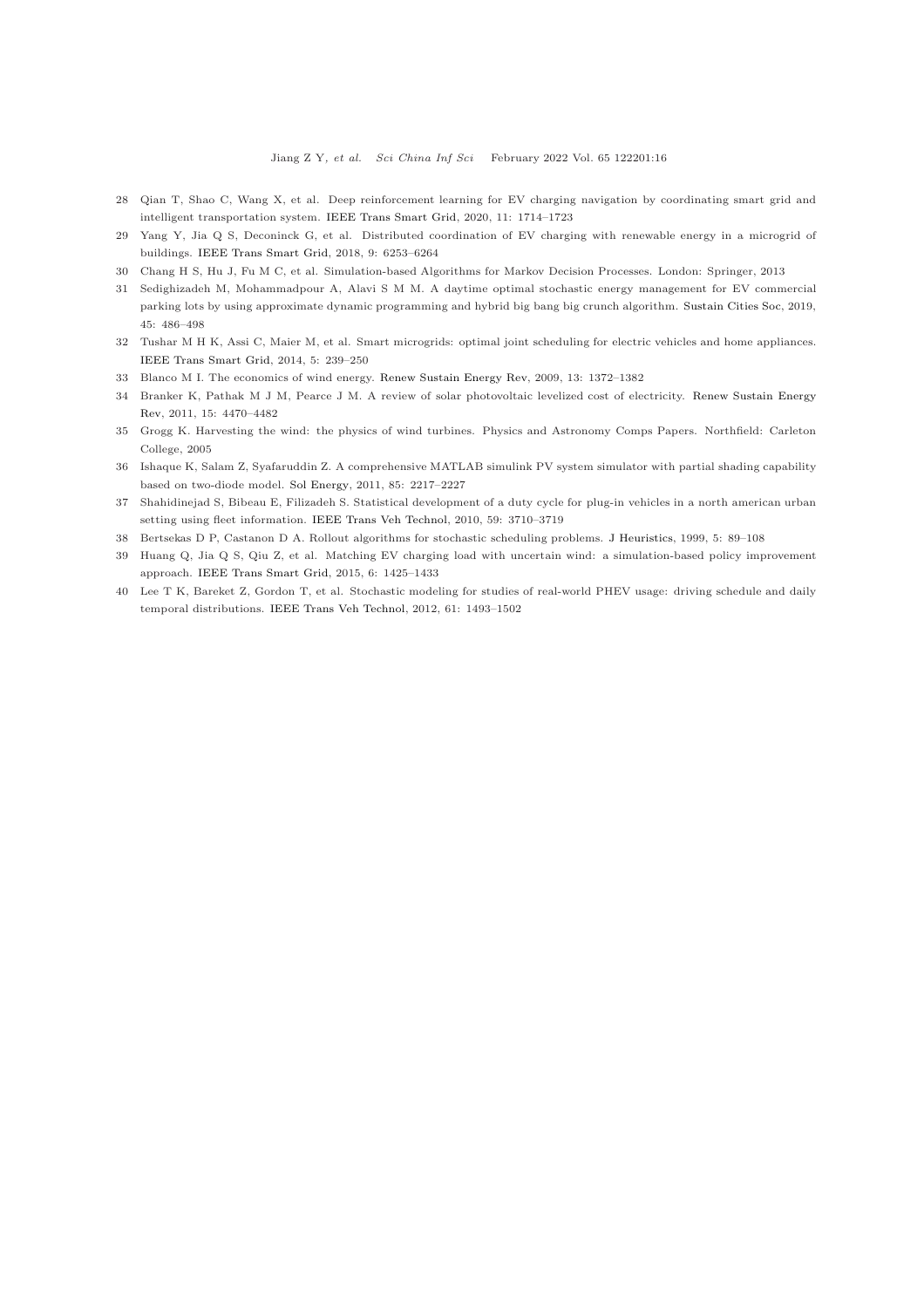28 Qian T, Shao C, Wang X, et al. Deep reinforcement learning for EV charging navigation by coordinating smart grid and intelligent transportation system. IEEE Trans Smart Grid, 2020, 11: 1714–1723

29 Yang Y, Jia Q S, Deconinck G, et al. Distributed coordination of EV charging with renewable energy in a microgrid of buildings. IEEE Trans Smart Grid, 2018, 9: 6253–6264

30 Chang H S, Hu J, Fu M C, et al. Simulation-based Algorithms for Markov Decision Processes. London: Springer, 2013

31 Sedighizadeh M, Mohammadpour A, Alavi S M M. A daytime optimal stochastic energy management for EV commercial parking lots by using approximate dynamic programming and hybrid big bang big crunch algorithm. Sustain Cities Soc, 2019, 45: 486–498

32 Tushar M H K, Assi C, Maier M, et al. Smart microgrids: optimal joint scheduling for electric vehicles and home appliances. IEEE Trans Smart Grid, 2014, 5: 239–250

33 Blanco M I. The economics of wind energy. Renew Sustain Energy Rev, 2009, 13: 1372–1382

34 Branker K, Pathak M J M, Pearce J M. A review of solar photovoltaic levelized cost of electricity. Renew Sustain Energy Rev, 2011, 15: 4470–4482

35 Grogg K. Harvesting the wind: the physics of wind turbines. Physics and Astronomy Comps Papers. Northfield: Carleton College, 2005

36 Ishaque K, Salam Z, Syafaruddin Z. A comprehensive MATLAB simulink PV system simulator with partial shading capability based on two-diode model. Sol Energy, 2011, 85: 2217–2227

37 Shahidinejad S, Bibeau E, Filizadeh S. Statistical development of a duty cycle for plug-in vehicles in a north american urban setting using fleet information. IEEE Trans Veh Technol, 2010, 59: 3710–3719

38 Bertsekas D P, Castanon D A. Rollout algorithms for stochastic scheduling problems. J Heuristics, 1999, 5: 89–108

39 Huang Q, Jia Q S, Qiu Z, et al. Matching EV charging load with uncertain wind: a simulation-based policy improvement approach. IEEE Trans Smart Grid, 2015, 6: 1425–1433

40 Lee T K, Bareket Z, Gordon T, et al. Stochastic modeling for studies of real-world PHEV usage: driving schedule and daily temporal distributions. IEEE Trans Veh Technol, 2012, 61: 1493–1502